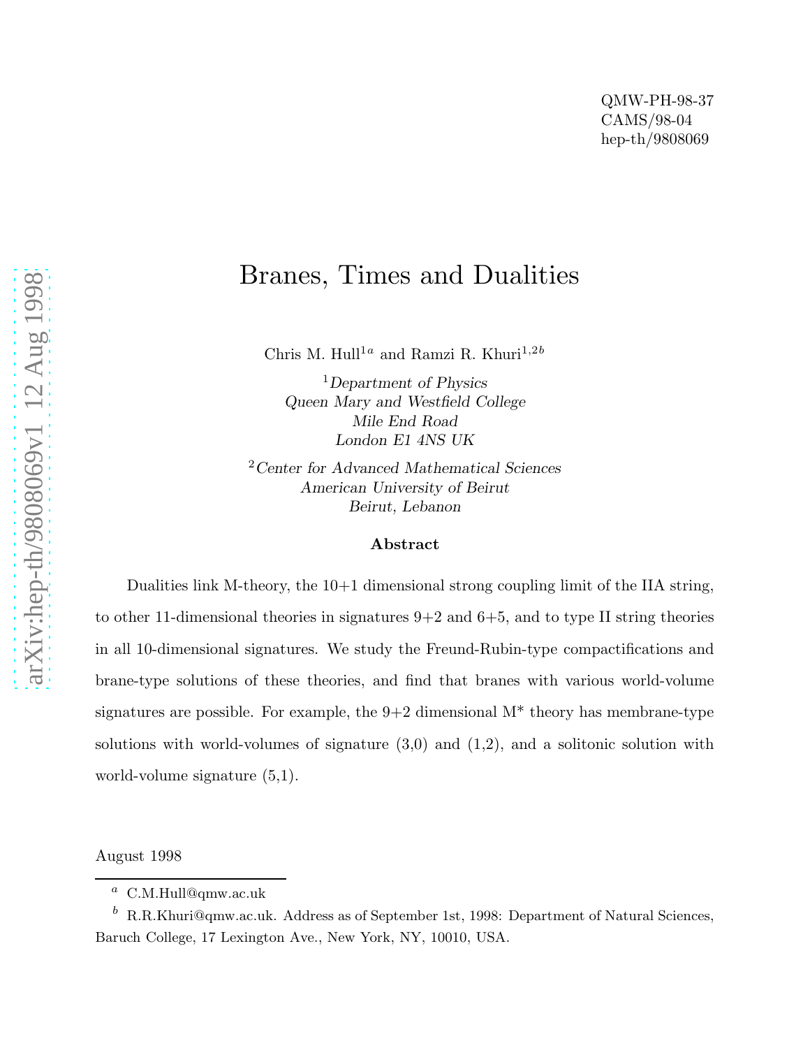QMW-PH-98-37
CAMS/98-04
hep-th/9808069

# Branes, Times and Dualities

Chris M. Hull[1a] and Ramzi R. Khuri[1,2b]

[1] *Department of Physics*
*Queen Mary and Westfield College*
*Mile End Road*
*London E1 4NS UK*

[2] *Center for Advanced Mathematical Sciences*
*American University of Beirut*
*Beirut, Lebanon*

### Abstract

Dualities link M-theory, the 10+1 dimensional strong coupling limit of the IIA string, to other 11-dimensional theories in signatures 9+2 and 6+5, and to type II string theories in all 10-dimensional signatures. We study the Freund-Rubin-type compactifications and brane-type solutions of these theories, and find that branes with various world-volume signatures are possible. For example, the 9+2 dimensional M* theory has membrane-type solutions with world-volumes of signature (3,0) and (1,2), and a solitonic solution with world-volume signature (5,1).

August 1998

[a] C.M.Hull@qmw.ac.uk

[b] R.R.Khuri@qmw.ac.uk. Address as of September 1st, 1998: Department of Natural Sciences, Baruch College, 17 Lexington Ave., New York, NY, 10010, USA.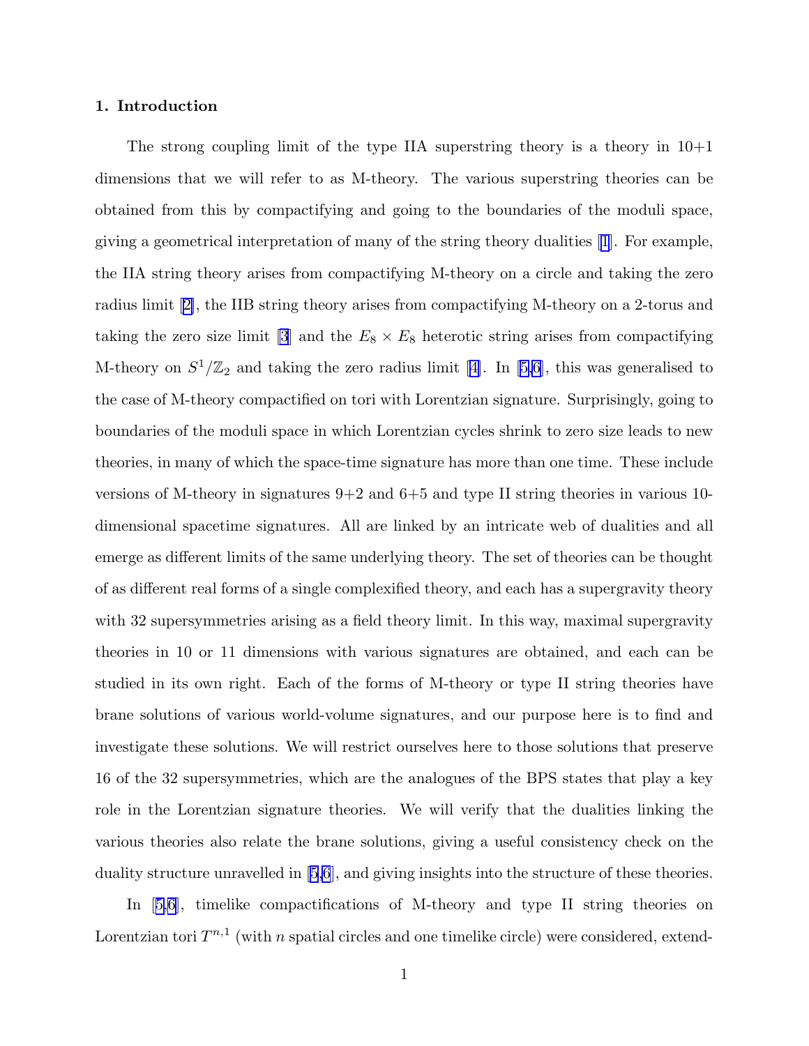## 1. Introduction

The strong coupling limit of the type IIA superstring theory is a theory in 10+1 dimensions that we will refer to as M-theory. The various superstring theories can be obtained from this by compactifying and going to the boundaries of the moduli space, giving a geometrical interpretation of many of the string theory dualities [1]. For example, the IIA string theory arises from compactifying M-theory on a circle and taking the zero radius limit [2], the IIB string theory arises from compactifying M-theory on a 2-torus and taking the zero size limit [3] and the $E_8 \times E_8$ heterotic string arises from compactifying M-theory on $S^1/\mathbb{Z}_2$ and taking the zero radius limit [4]. In [5,6], this was generalised to the case of M-theory compactified on tori with Lorentzian signature. Surprisingly, going to boundaries of the moduli space in which Lorentzian cycles shrink to zero size leads to new theories, in many of which the space-time signature has more than one time. These include versions of M-theory in signatures 9+2 and 6+5 and type II string theories in various 10-dimensional spacetime signatures. All are linked by an intricate web of dualities and all emerge as different limits of the same underlying theory. The set of theories can be thought of as different real forms of a single complexified theory, and each has a supergravity theory with 32 supersymmetries arising as a field theory limit. In this way, maximal supergravity theories in 10 or 11 dimensions with various signatures are obtained, and each can be studied in its own right. Each of the forms of M-theory or type II string theories have brane solutions of various world-volume signatures, and our purpose here is to find and investigate these solutions. We will restrict ourselves here to those solutions that preserve 16 of the 32 supersymmetries, which are the analogues of the BPS states that play a key role in the Lorentzian signature theories. We will verify that the dualities linking the various theories also relate the brane solutions, giving a useful consistency check on the duality structure unravelled in [5,6], and giving insights into the structure of these theories.

In [5,6], timelike compactifications of M-theory and type II string theories on Lorentzian tori $T^{n,1}$ (with $n$ spatial circles and one timelike circle) were considered, extend-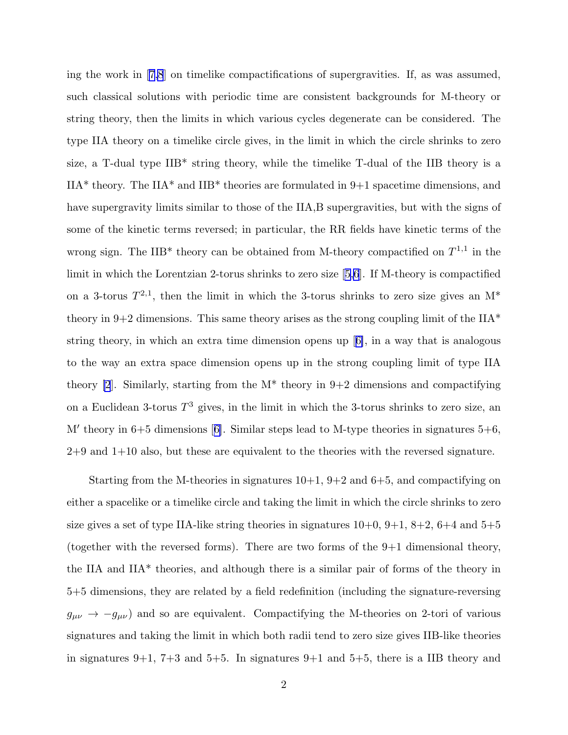ing the work in [7,8] on timelike compactifications of supergravities. If, as was assumed, such classical solutions with periodic time are consistent backgrounds for M-theory or string theory, then the limits in which various cycles degenerate can be considered. The type IIA theory on a timelike circle gives, in the limit in which the circle shrinks to zero size, a T-dual type IIB* string theory, while the timelike T-dual of the IIB theory is a IIA* theory. The IIA* and IIB* theories are formulated in 9+1 spacetime dimensions, and have supergravity limits similar to those of the IIA,B supergravities, but with the signs of some of the kinetic terms reversed; in particular, the RR fields have kinetic terms of the wrong sign. The IIB* theory can be obtained from M-theory compactified on $T^{1,1}$ in the limit in which the Lorentzian 2-torus shrinks to zero size [5,6]. If M-theory is compactified on a 3-torus $T^{2,1}$, then the limit in which the 3-torus shrinks to zero size gives an M* theory in 9+2 dimensions. This same theory arises as the strong coupling limit of the IIA* string theory, in which an extra time dimension opens up [6], in a way that is analogous to the way an extra space dimension opens up in the strong coupling limit of type IIA theory [2]. Similarly, starting from the M* theory in 9+2 dimensions and compactifying on a Euclidean 3-torus $T^3$ gives, in the limit in which the 3-torus shrinks to zero size, an M′ theory in 6+5 dimensions [6]. Similar steps lead to M-type theories in signatures 5+6, 2+9 and 1+10 also, but these are equivalent to the theories with the reversed signature.

Starting from the M-theories in signatures 10+1, 9+2 and 6+5, and compactifying on either a spacelike or a timelike circle and taking the limit in which the circle shrinks to zero size gives a set of type IIA-like string theories in signatures 10+0, 9+1, 8+2, 6+4 and 5+5 (together with the reversed forms). There are two forms of the 9+1 dimensional theory, the IIA and IIA* theories, and although there is a similar pair of forms of the theory in 5+5 dimensions, they are related by a field redefinition (including the signature-reversing $g_{\mu\nu} \to -g_{\mu\nu}$) and so are equivalent. Compactifying the M-theories on 2-tori of various signatures and taking the limit in which both radii tend to zero size gives IIB-like theories in signatures 9+1, 7+3 and 5+5. In signatures 9+1 and 5+5, there is a IIB theory and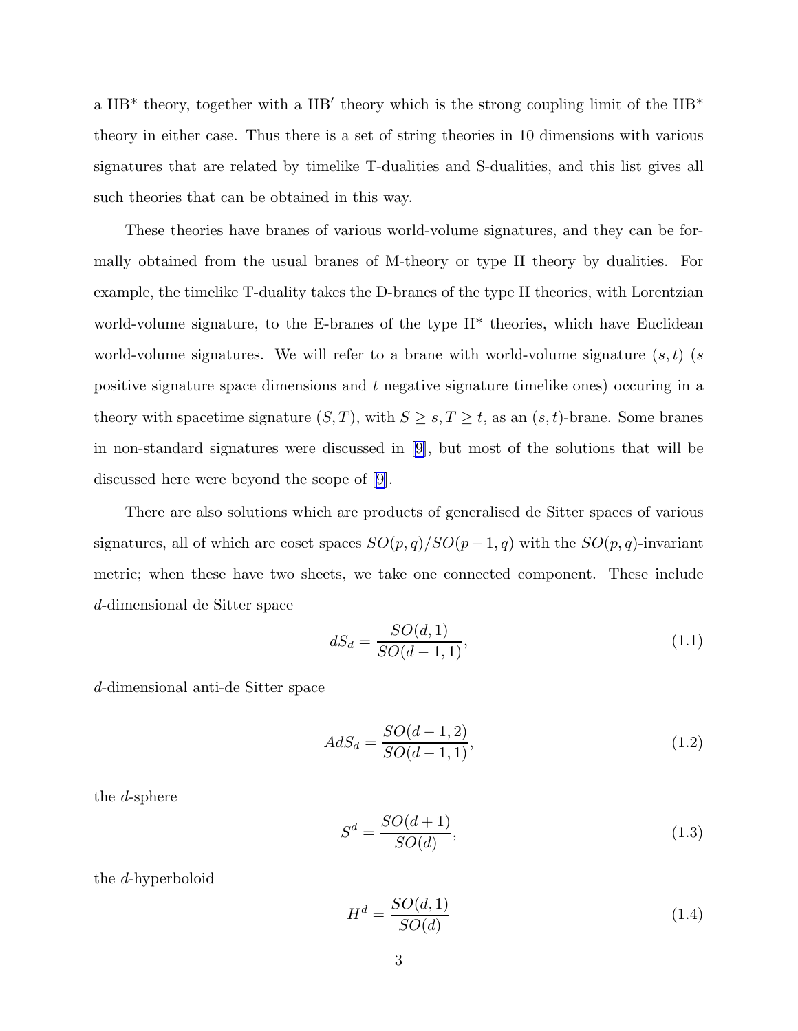a IIB$^*$ theory, together with a IIB$'$ theory which is the strong coupling limit of the IIB$^*$ theory in either case. Thus there is a set of string theories in 10 dimensions with various signatures that are related by timelike T-dualities and S-dualities, and this list gives all such theories that can be obtained in this way.

These theories have branes of various world-volume signatures, and they can be formally obtained from the usual branes of M-theory or type II theory by dualities. For example, the timelike T-duality takes the D-branes of the type II theories, with Lorentzian world-volume signature, to the E-branes of the type II$^*$ theories, which have Euclidean world-volume signatures. We will refer to a brane with world-volume signature $(s,t)$ ($s$ positive signature space dimensions and $t$ negative signature timelike ones) occuring in a theory with spacetime signature $(S,T)$, with $S \geq s, T \geq t$, as an $(s,t)$-brane. Some branes in non-standard signatures were discussed in [9], but most of the solutions that will be discussed here were beyond the scope of [9].

There are also solutions which are products of generalised de Sitter spaces of various signatures, all of which are coset spaces $SO(p,q)/SO(p-1,q)$ with the $SO(p,q)$-invariant metric; when these have two sheets, we take one connected component. These include $d$-dimensional de Sitter space

$$dS_d = \frac{SO(d,1)}{SO(d-1,1)}, \tag{1.1}$$

$d$-dimensional anti-de Sitter space

$$AdS_d = \frac{SO(d-1,2)}{SO(d-1,1)}, \tag{1.2}$$

the $d$-sphere

$$S^d = \frac{SO(d+1)}{SO(d)}, \tag{1.3}$$

the $d$-hyperboloid

$$H^d = \frac{SO(d,1)}{SO(d)} \tag{1.4}$$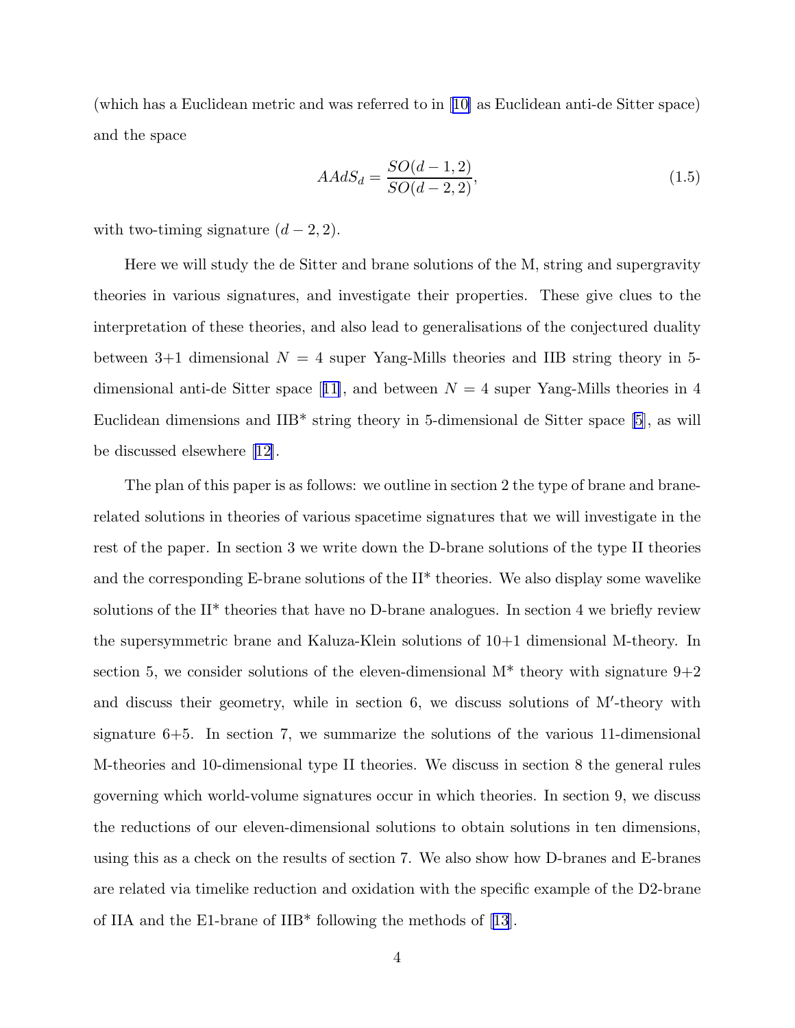(which has a Euclidean metric and was referred to in [10] as Euclidean anti-de Sitter space) and the space

$$AAdS_d = \frac{SO(d-1,2)}{SO(d-2,2)}, \tag{1.5}$$

with two-timing signature $(d-2,2)$.

Here we will study the de Sitter and brane solutions of the M, string and supergravity theories in various signatures, and investigate their properties. These give clues to the interpretation of these theories, and also lead to generalisations of the conjectured duality between 3+1 dimensional $N=4$ super Yang-Mills theories and IIB string theory in 5-dimensional anti-de Sitter space [11], and between $N=4$ super Yang-Mills theories in 4 Euclidean dimensions and IIB* string theory in 5-dimensional de Sitter space [5], as will be discussed elsewhere [12].

The plan of this paper is as follows: we outline in section 2 the type of brane and brane-related solutions in theories of various spacetime signatures that we will investigate in the rest of the paper. In section 3 we write down the D-brane solutions of the type II theories and the corresponding E-brane solutions of the II* theories. We also display some wavelike solutions of the II* theories that have no D-brane analogues. In section 4 we briefly review the supersymmetric brane and Kaluza-Klein solutions of 10+1 dimensional M-theory. In section 5, we consider solutions of the eleven-dimensional M* theory with signature 9+2 and discuss their geometry, while in section 6, we discuss solutions of M′-theory with signature 6+5. In section 7, we summarize the solutions of the various 11-dimensional M-theories and 10-dimensional type II theories. We discuss in section 8 the general rules governing which world-volume signatures occur in which theories. In section 9, we discuss the reductions of our eleven-dimensional solutions to obtain solutions in ten dimensions, using this as a check on the results of section 7. We also show how D-branes and E-branes are related via timelike reduction and oxidation with the specific example of the D2-brane of IIA and the E1-brane of IIB* following the methods of [13].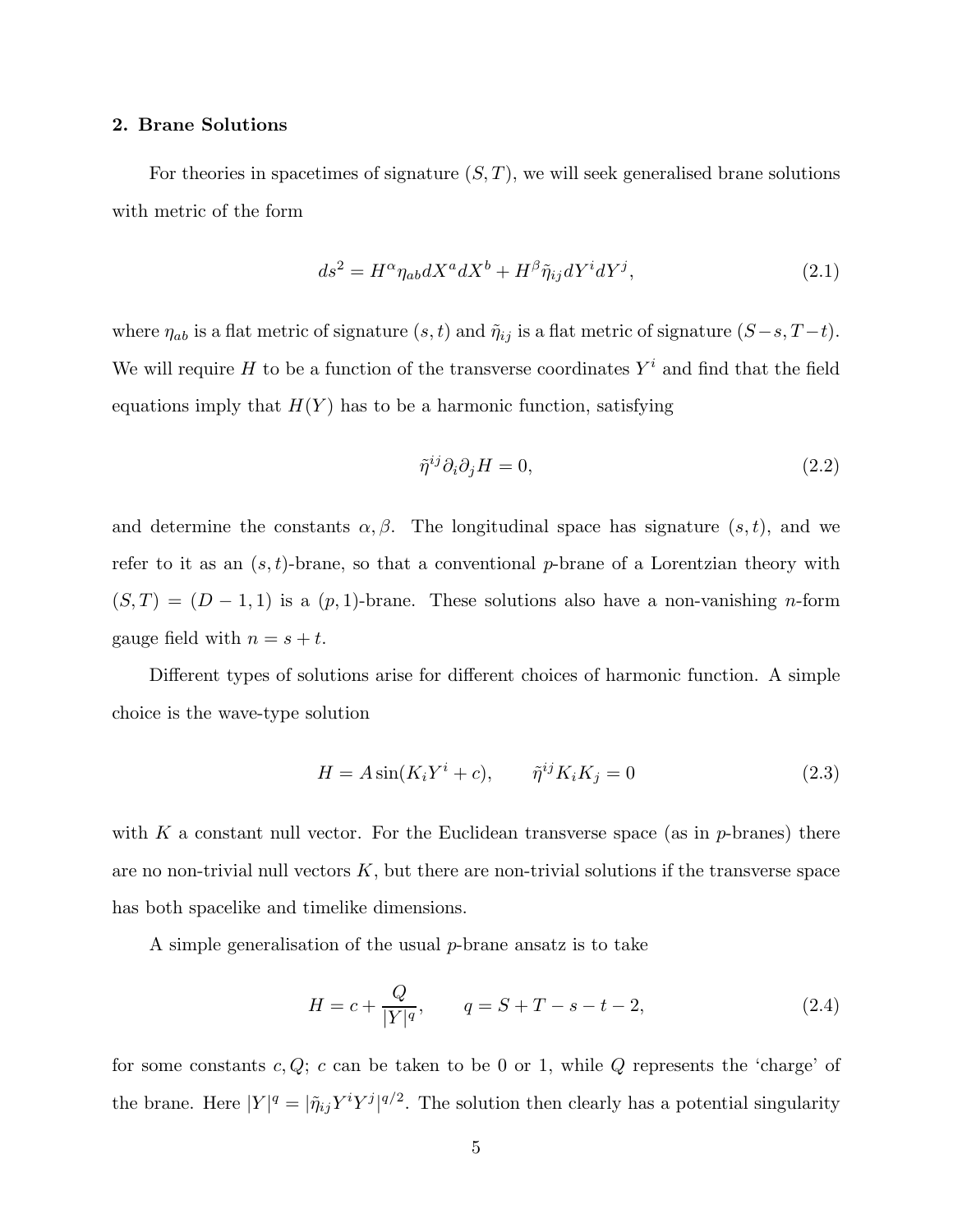## 2. Brane Solutions

For theories in spacetimes of signature $(S, T)$, we will seek generalised brane solutions with metric of the form

$$ds^2 = H^\alpha \eta_{ab} dX^a dX^b + H^\beta \tilde{\eta}_{ij} dY^i dY^j, \tag{2.1}$$

where $\eta_{ab}$ is a flat metric of signature $(s, t)$ and $\tilde{\eta}_{ij}$ is a flat metric of signature $(S-s, T-t)$. We will require $H$ to be a function of the transverse coordinates $Y^i$ and find that the field equations imply that $H(Y)$ has to be a harmonic function, satisfying

$$\tilde{\eta}^{ij} \partial_i \partial_j H = 0, \tag{2.2}$$

and determine the constants $\alpha, \beta$. The longitudinal space has signature $(s, t)$, and we refer to it as an $(s, t)$-brane, so that a conventional $p$-brane of a Lorentzian theory with $(S, T) = (D-1, 1)$ is a $(p, 1)$-brane. These solutions also have a non-vanishing $n$-form gauge field with $n = s + t$.

Different types of solutions arise for different choices of harmonic function. A simple choice is the wave-type solution

$$H = A \sin(K_i Y^i + c), \qquad \tilde{\eta}^{ij} K_i K_j = 0 \tag{2.3}$$

with $K$ a constant null vector. For the Euclidean transverse space (as in $p$-branes) there are no non-trivial null vectors $K$, but there are non-trivial solutions if the transverse space has both spacelike and timelike dimensions.

A simple generalisation of the usual $p$-brane ansatz is to take

$$H = c + \frac{Q}{|Y|^q}, \qquad q = S + T - s - t - 2, \tag{2.4}$$

for some constants $c, Q$; $c$ can be taken to be 0 or 1, while $Q$ represents the 'charge' of the brane. Here $|Y|^q = |\tilde{\eta}_{ij} Y^i Y^j|^{q/2}$. The solution then clearly has a potential singularity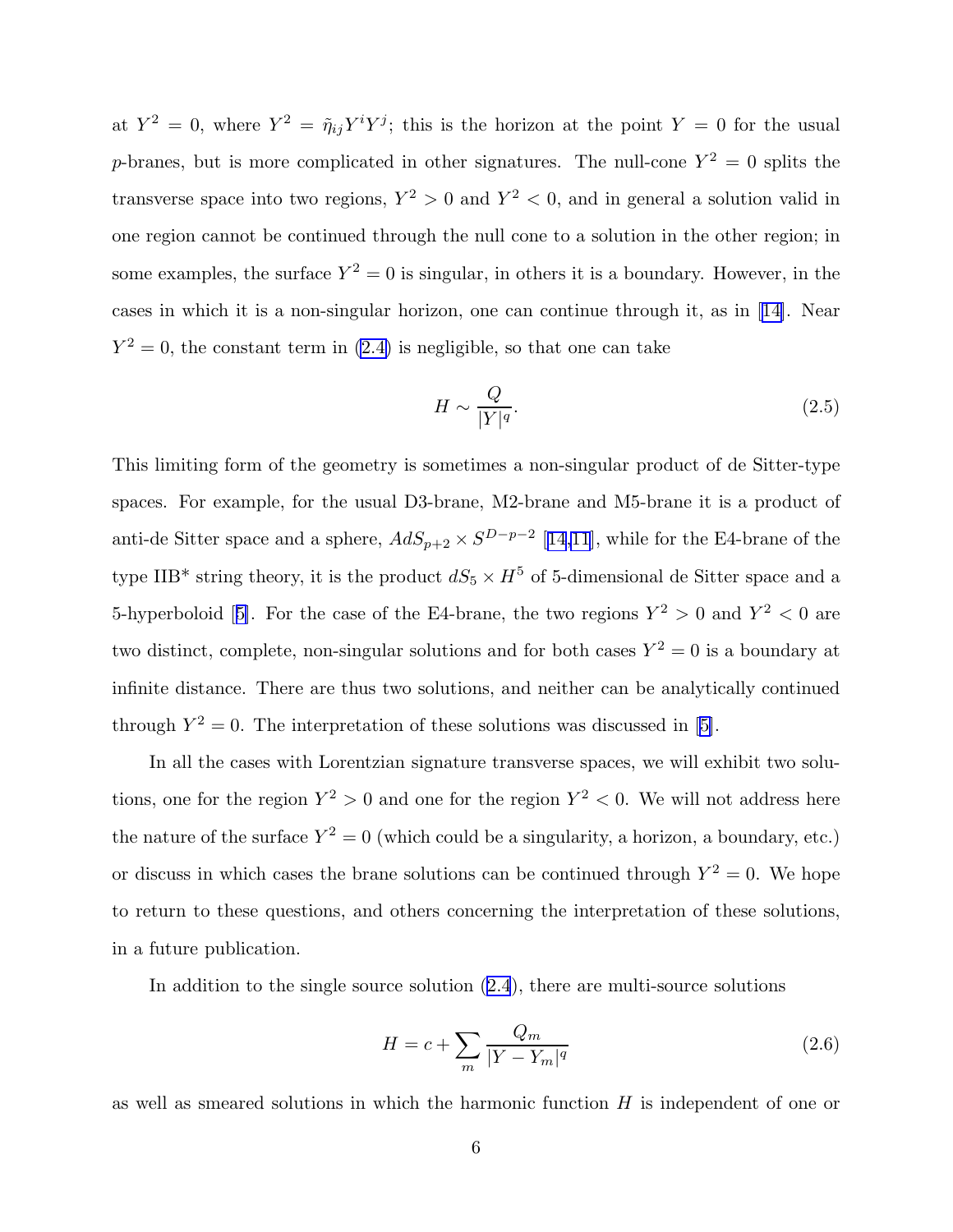at $Y^2 = 0$, where $Y^2 = \tilde{\eta}_{ij} Y^i Y^j$; this is the horizon at the point $Y = 0$ for the usual $p$-branes, but is more complicated in other signatures. The null-cone $Y^2 = 0$ splits the transverse space into two regions, $Y^2 > 0$ and $Y^2 < 0$, and in general a solution valid in one region cannot be continued through the null cone to a solution in the other region; in some examples, the surface $Y^2 = 0$ is singular, in others it is a boundary. However, in the cases in which it is a non-singular horizon, one can continue through it, as in [14]. Near $Y^2 = 0$, the constant term in (2.4) is negligible, so that one can take

$$H \sim \frac{Q}{|Y|^q}. \tag{2.5}$$

This limiting form of the geometry is sometimes a non-singular product of de Sitter-type spaces. For example, for the usual D3-brane, M2-brane and M5-brane it is a product of anti-de Sitter space and a sphere, $AdS_{p+2} \times S^{D-p-2}$ [14,11], while for the E4-brane of the type IIB* string theory, it is the product $dS_5 \times H^5$ of 5-dimensional de Sitter space and a 5-hyperboloid [5]. For the case of the E4-brane, the two regions $Y^2 > 0$ and $Y^2 < 0$ are two distinct, complete, non-singular solutions and for both cases $Y^2 = 0$ is a boundary at infinite distance. There are thus two solutions, and neither can be analytically continued through $Y^2 = 0$. The interpretation of these solutions was discussed in [5].

In all the cases with Lorentzian signature transverse spaces, we will exhibit two solutions, one for the region $Y^2 > 0$ and one for the region $Y^2 < 0$. We will not address here the nature of the surface $Y^2 = 0$ (which could be a singularity, a horizon, a boundary, etc.) or discuss in which cases the brane solutions can be continued through $Y^2 = 0$. We hope to return to these questions, and others concerning the interpretation of these solutions, in a future publication.

In addition to the single source solution (2.4), there are multi-source solutions

$$H = c + \sum_m \frac{Q_m}{|Y - Y_m|^q} \tag{2.6}$$

as well as smeared solutions in which the harmonic function $H$ is independent of one or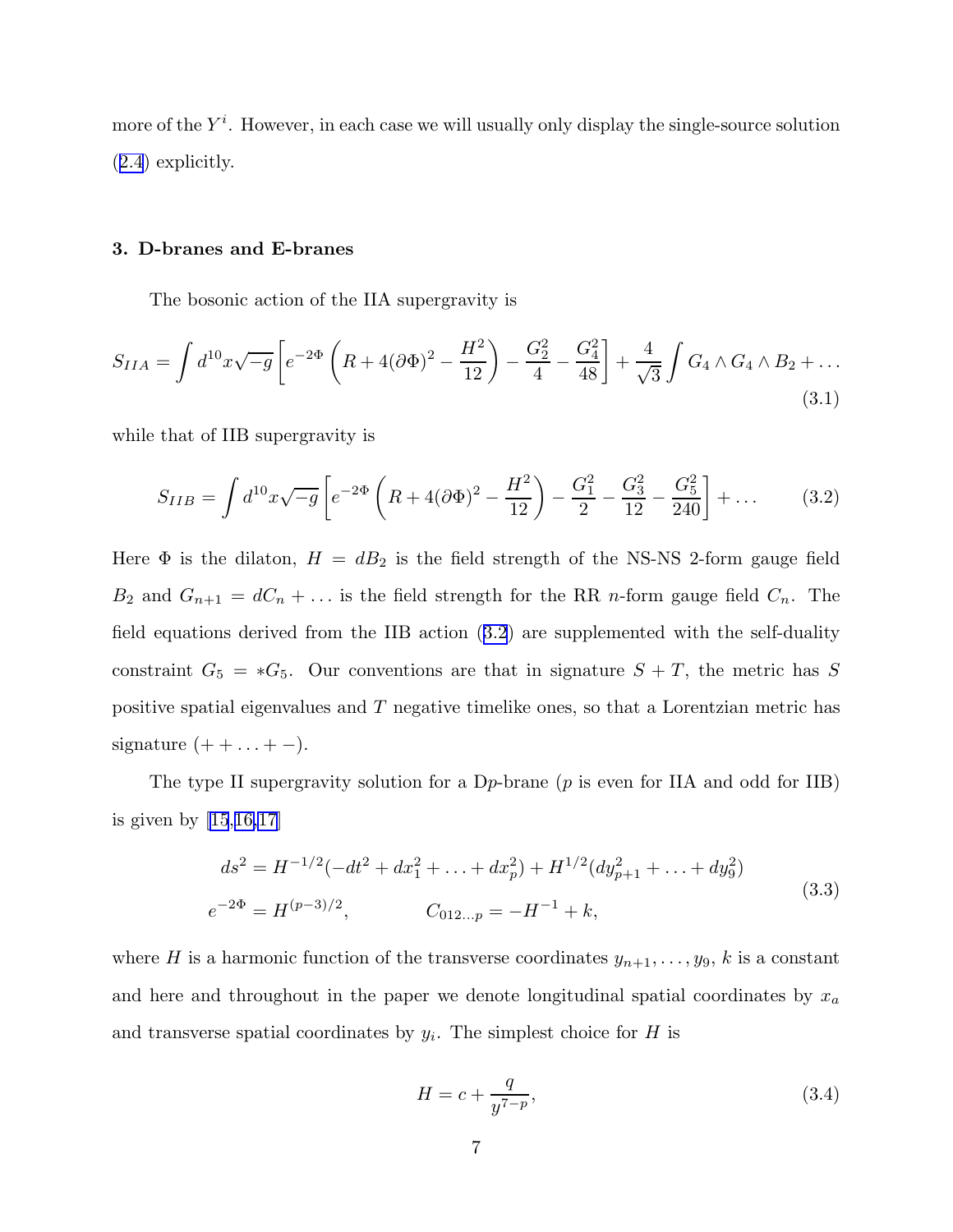more of the $Y^i$. However, in each case we will usually only display the single-source solution (2.4) explicitly.

### 3. D-branes and E-branes

The bosonic action of the IIA supergravity is

$$S_{IIA} = \int d^{10}x\sqrt{-g}\left[e^{-2\Phi}\left(R + 4(\partial\Phi)^2 - \frac{H^2}{12}\right) - \frac{G_2^2}{4} - \frac{G_4^2}{48}\right] + \frac{4}{\sqrt{3}}\int G_4 \wedge G_4 \wedge B_2 + \ldots \tag{3.1}$$

while that of IIB supergravity is

$$S_{IIB} = \int d^{10}x\sqrt{-g}\left[e^{-2\Phi}\left(R + 4(\partial\Phi)^2 - \frac{H^2}{12}\right) - \frac{G_1^2}{2} - \frac{G_3^2}{12} - \frac{G_5^2}{240}\right] + \ldots \tag{3.2}$$

Here $\Phi$ is the dilaton, $H = dB_2$ is the field strength of the NS-NS 2-form gauge field $B_2$ and $G_{n+1} = dC_n + \ldots$ is the field strength for the RR $n$-form gauge field $C_n$. The field equations derived from the IIB action (3.2) are supplemented with the self-duality constraint $G_5 = *G_5$. Our conventions are that in signature $S+T$, the metric has $S$ positive spatial eigenvalues and $T$ negative timelike ones, so that a Lorentzian metric has signature $(++\ldots+-)$.

The type II supergravity solution for a D$p$-brane ($p$ is even for IIA and odd for IIB) is given by [15,16,17]

$$\begin{aligned} ds^2 &= H^{-1/2}(-dt^2 + dx_1^2 + \ldots + dx_p^2) + H^{1/2}(dy_{p+1}^2 + \ldots + dy_9^2) \\ e^{-2\Phi} &= H^{(p-3)/2}, \qquad\qquad C_{012\ldots p} = -H^{-1} + k, \end{aligned} \tag{3.3}$$

where $H$ is a harmonic function of the transverse coordinates $y_{n+1}, \ldots, y_9$, $k$ is a constant and here and throughout in the paper we denote longitudinal spatial coordinates by $x_a$ and transverse spatial coordinates by $y_i$. The simplest choice for $H$ is

$$H = c + \frac{q}{y^{7-p}}, \tag{3.4}$$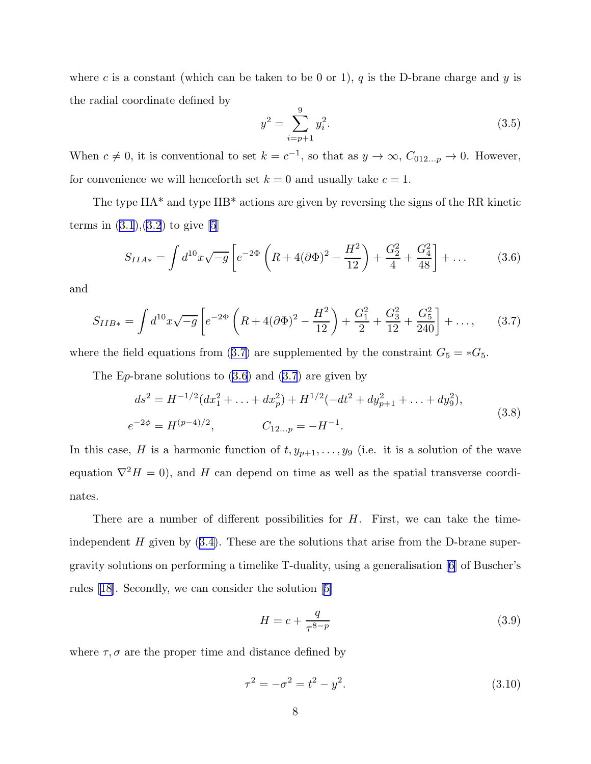where $c$ is a constant (which can be taken to be 0 or 1), $q$ is the D-brane charge and $y$ is the radial coordinate defined by

$$y^2 = \sum_{i=p+1}^{9} y_i^2. \tag{3.5}$$

When $c \neq 0$, it is conventional to set $k = c^{-1}$, so that as $y \to \infty$, $C_{012\ldots p} \to 0$. However, for convenience we will henceforth set $k = 0$ and usually take $c = 1$.

The type IIA* and type IIB* actions are given by reversing the signs of the RR kinetic terms in (3.1),(3.2) to give [5]

$$S_{IIA*} = \int d^{10}x\sqrt{-g}\left[e^{-2\Phi}\left(R + 4(\partial\Phi)^2 - \frac{H^2}{12}\right) + \frac{G_2^2}{4} + \frac{G_4^2}{48}\right] + \ldots \tag{3.6}$$

and

$$S_{IIB*} = \int d^{10}x\sqrt{-g}\left[e^{-2\Phi}\left(R + 4(\partial\Phi)^2 - \frac{H^2}{12}\right) + \frac{G_1^2}{2} + \frac{G_3^2}{12} + \frac{G_5^2}{240}\right] + \ldots, \tag{3.7}$$

where the field equations from (3.7) are supplemented by the constraint $G_5 = *G_5$.

The E$p$-brane solutions to (3.6) and (3.7) are given by

$$\begin{aligned}
ds^2 &= H^{-1/2}(dx_1^2 + \ldots + dx_p^2) + H^{1/2}(-dt^2 + dy_{p+1}^2 + \ldots + dy_9^2), \\
e^{-2\phi} &= H^{(p-4)/2}, \qquad\qquad C_{12\ldots p} = -H^{-1}.
\end{aligned} \tag{3.8}$$

In this case, $H$ is a harmonic function of $t, y_{p+1}, \ldots, y_9$ (i.e. it is a solution of the wave equation $\nabla^2 H = 0$), and $H$ can depend on time as well as the spatial transverse coordinates.

There are a number of different possibilities for $H$. First, we can take the time-independent $H$ given by (3.4). These are the solutions that arise from the D-brane supergravity solutions on performing a timelike T-duality, using a generalisation [6] of Buscher's rules [18]. Secondly, we can consider the solution [5]

$$H = c + \frac{q}{\tau^{8-p}} \tag{3.9}$$

where $\tau, \sigma$ are the proper time and distance defined by

$$\tau^2 = -\sigma^2 = t^2 - y^2. \tag{3.10}$$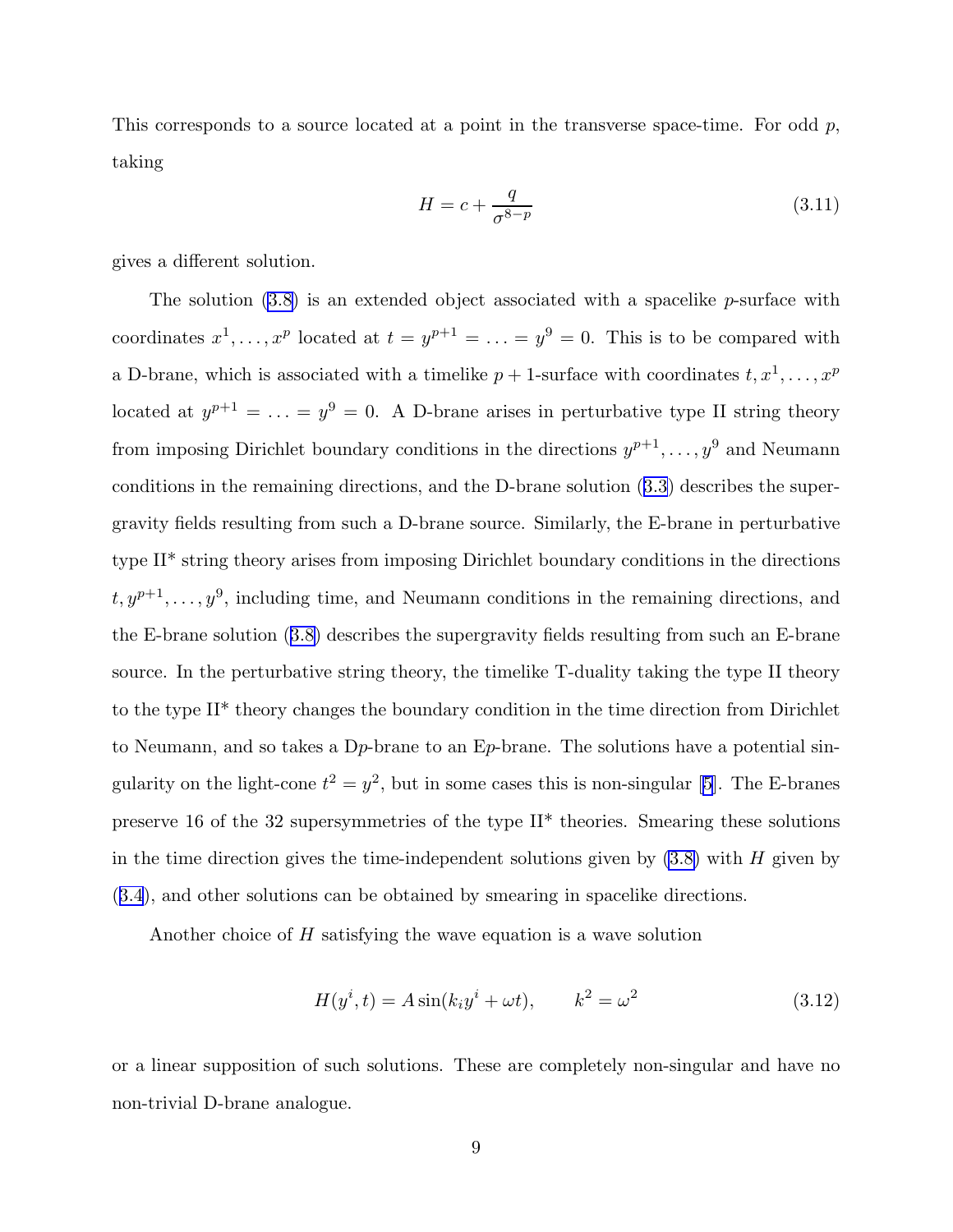This corresponds to a source located at a point in the transverse space-time. For odd $p$, taking

$$H = c + \frac{q}{\sigma^{8-p}} \tag{3.11}$$

gives a different solution.

The solution (3.8) is an extended object associated with a spacelike $p$-surface with coordinates $x^1, \ldots, x^p$ located at $t = y^{p+1} = \ldots = y^9 = 0$. This is to be compared with a D-brane, which is associated with a timelike $p+1$-surface with coordinates $t, x^1, \ldots, x^p$ located at $y^{p+1} = \ldots = y^9 = 0$. A D-brane arises in perturbative type II string theory from imposing Dirichlet boundary conditions in the directions $y^{p+1}, \ldots, y^9$ and Neumann conditions in the remaining directions, and the D-brane solution (3.3) describes the supergravity fields resulting from such a D-brane source. Similarly, the E-brane in perturbative type II* string theory arises from imposing Dirichlet boundary conditions in the directions $t, y^{p+1}, \ldots, y^9$, including time, and Neumann conditions in the remaining directions, and the E-brane solution (3.8) describes the supergravity fields resulting from such an E-brane source. In the perturbative string theory, the timelike T-duality taking the type II theory to the type II* theory changes the boundary condition in the time direction from Dirichlet to Neumann, and so takes a D$p$-brane to an E$p$-brane. The solutions have a potential singularity on the light-cone $t^2 = y^2$, but in some cases this is non-singular [5]. The E-branes preserve 16 of the 32 supersymmetries of the type II* theories. Smearing these solutions in the time direction gives the time-independent solutions given by (3.8) with $H$ given by (3.4), and other solutions can be obtained by smearing in spacelike directions.

Another choice of $H$ satisfying the wave equation is a wave solution

$$H(y^i, t) = A \sin(k_i y^i + \omega t), \qquad k^2 = \omega^2 \tag{3.12}$$

or a linear supposition of such solutions. These are completely non-singular and have no non-trivial D-brane analogue.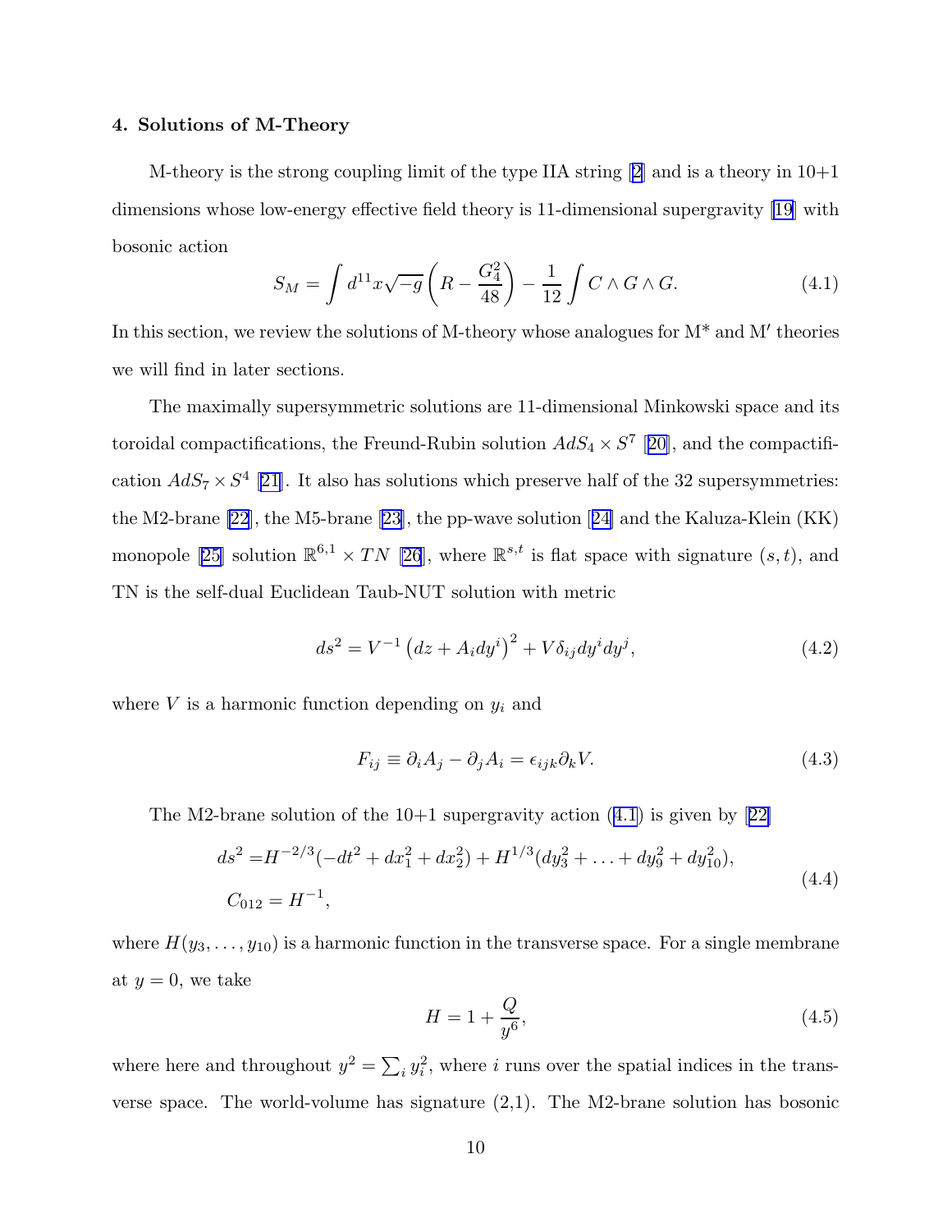### 4. Solutions of M-Theory

M-theory is the strong coupling limit of the type IIA string [2] and is a theory in 10+1 dimensions whose low-energy effective field theory is 11-dimensional supergravity [19] with bosonic action

$$S_M = \int d^{11}x\sqrt{-g}\left(R - \frac{G_4^2}{48}\right) - \frac{1}{12}\int C \wedge G \wedge G. \tag{4.1}$$

In this section, we review the solutions of M-theory whose analogues for M* and M′ theories we will find in later sections.

The maximally supersymmetric solutions are 11-dimensional Minkowski space and its toroidal compactifications, the Freund-Rubin solution $AdS_4 \times S^7$ [20], and the compactification $AdS_7 \times S^4$ [21]. It also has solutions which preserve half of the 32 supersymmetries: the M2-brane [22], the M5-brane [23], the pp-wave solution [24] and the Kaluza-Klein (KK) monopole [25] solution $\mathbb{R}^{6,1} \times TN$ [26], where $\mathbb{R}^{s,t}$ is flat space with signature $(s,t)$, and TN is the self-dual Euclidean Taub-NUT solution with metric

$$ds^2 = V^{-1}\left(dz + A_i dy^i\right)^2 + V\delta_{ij}dy^i dy^j, \tag{4.2}$$

where $V$ is a harmonic function depending on $y_i$ and

$$F_{ij} \equiv \partial_i A_j - \partial_j A_i = \epsilon_{ijk}\partial_k V. \tag{4.3}$$

The M2-brane solution of the 10+1 supergravity action (4.1) is given by [22]

$$\begin{aligned} ds^2 =& H^{-2/3}(-dt^2 + dx_1^2 + dx_2^2) + H^{1/3}(dy_3^2 + \ldots + dy_9^2 + dy_{10}^2), \\ C_{012} =& H^{-1}, \end{aligned} \tag{4.4}$$

where $H(y_3, \ldots, y_{10})$ is a harmonic function in the transverse space. For a single membrane at $y = 0$, we take

$$H = 1 + \frac{Q}{y^6}, \tag{4.5}$$

where here and throughout $y^2 = \sum_i y_i^2$, where $i$ runs over the spatial indices in the transverse space. The world-volume has signature (2,1). The M2-brane solution has bosonic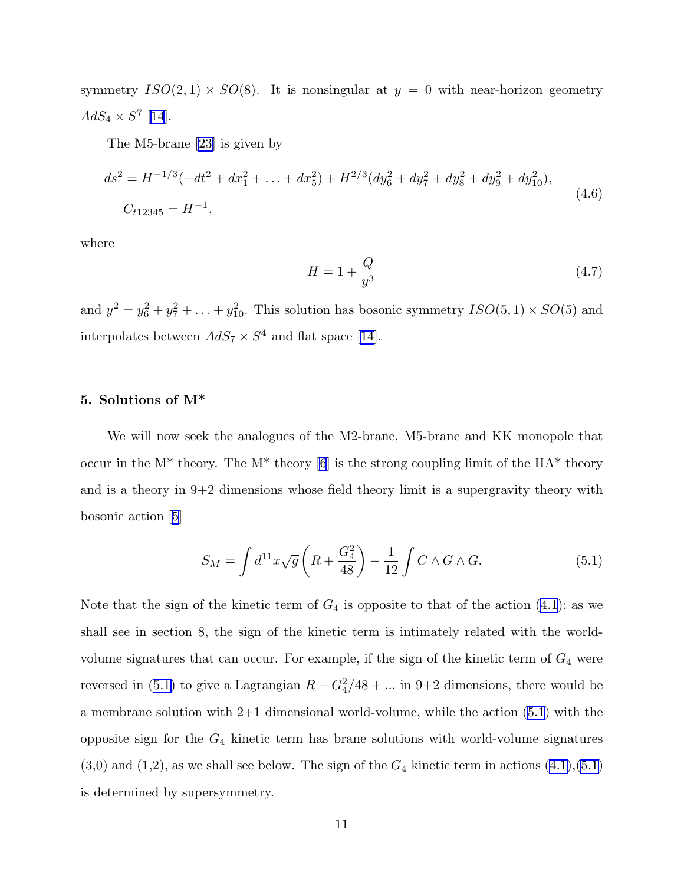symmetry $ISO(2,1) \times SO(8)$. It is nonsingular at $y = 0$ with near-horizon geometry $AdS_4 \times S^7$ [14].

The M5-brane [23] is given by

$$
\begin{aligned}
ds^2 &= H^{-1/3}(-dt^2 + dx_1^2 + \ldots + dx_5^2) + H^{2/3}(dy_6^2 + dy_7^2 + dy_8^2 + dy_9^2 + dy_{10}^2), \\
&C_{t12345} = H^{-1},
\end{aligned}
\tag{4.6}
$$

where

$$
H = 1 + \frac{Q}{y^3} \tag{4.7}
$$

and $y^2 = y_6^2 + y_7^2 + \ldots + y_{10}^2$. This solution has bosonic symmetry $ISO(5,1) \times SO(5)$ and interpolates between $AdS_7 \times S^4$ and flat space [14].

## 5. Solutions of M*

We will now seek the analogues of the M2-brane, M5-brane and KK monopole that occur in the M* theory. The M* theory [6] is the strong coupling limit of the IIA* theory and is a theory in 9+2 dimensions whose field theory limit is a supergravity theory with bosonic action [5]

$$
S_M = \int d^{11}x \sqrt{g} \left( R + \frac{G_4^2}{48} \right) - \frac{1}{12} \int C \wedge G \wedge G. \tag{5.1}
$$

Note that the sign of the kinetic term of $G_4$ is opposite to that of the action (4.1); as we shall see in section 8, the sign of the kinetic term is intimately related with the world-volume signatures that can occur. For example, if the sign of the kinetic term of $G_4$ were reversed in (5.1) to give a Lagrangian $R - G_4^2/48 + ...$ in 9+2 dimensions, there would be a membrane solution with 2+1 dimensional world-volume, while the action (5.1) with the opposite sign for the $G_4$ kinetic term has brane solutions with world-volume signatures (3,0) and (1,2), as we shall see below. The sign of the $G_4$ kinetic term in actions (4.1),(5.1) is determined by supersymmetry.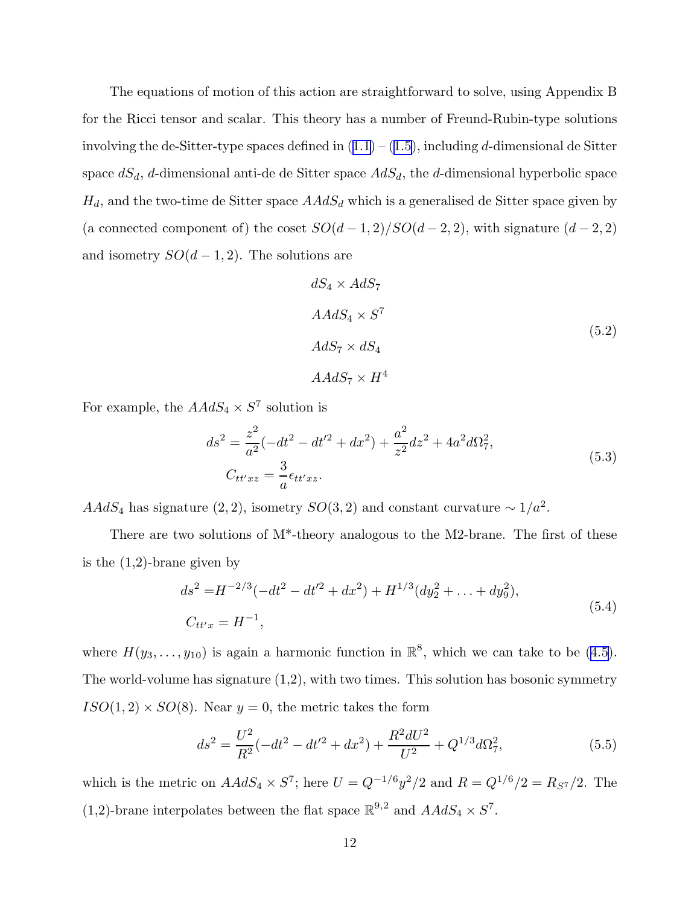The equations of motion of this action are straightforward to solve, using Appendix B for the Ricci tensor and scalar. This theory has a number of Freund-Rubin-type solutions involving the de-Sitter-type spaces defined in (1.1) – (1.5), including $d$-dimensional de Sitter space $dS_d$, $d$-dimensional anti-de Sitter space $AdS_d$, the $d$-dimensional hyperbolic space $H_d$, and the two-time de Sitter space $AAdS_d$ which is a generalised de Sitter space given by (a connected component of) the coset $SO(d-1,2)/SO(d-2,2)$, with signature $(d-2,2)$ and isometry $SO(d-1,2)$. The solutions are

$$
\begin{aligned}
&dS_4 \times AdS_7 \\
&AAdS_4 \times S^7 \\
&AdS_7 \times dS_4 \\
&AAdS_7 \times H^4
\end{aligned}
\tag{5.2}
$$

For example, the $AAdS_4 \times S^7$ solution is

$$
\begin{aligned}
ds^2 &= \frac{z^2}{a^2}(-dt^2 - dt'^2 + dx^2) + \frac{a^2}{z^2}dz^2 + 4a^2 d\Omega_7^2, \\
C_{tt'xz} &= \frac{3}{a}\epsilon_{tt'xz}.
\end{aligned}
\tag{5.3}
$$

$AAdS_4$ has signature $(2,2)$, isometry $SO(3,2)$ and constant curvature $\sim 1/a^2$.

There are two solutions of M*-theory analogous to the M2-brane. The first of these is the (1,2)-brane given by

$$
\begin{aligned}
ds^2 =& H^{-2/3}(-dt^2 - dt'^2 + dx^2) + H^{1/3}(dy_2^2 + \ldots + dy_9^2), \\
C_{tt'x} =& H^{-1},
\end{aligned}
\tag{5.4}
$$

where $H(y_3, \ldots, y_{10})$ is again a harmonic function in $\mathbb{R}^8$, which we can take to be (4.5). The world-volume has signature (1,2), with two times. This solution has bosonic symmetry $ISO(1,2) \times SO(8)$. Near $y=0$, the metric takes the form

$$
ds^2 = \frac{U^2}{R^2}(-dt^2 - dt'^2 + dx^2) + \frac{R^2 dU^2}{U^2} + Q^{1/3}d\Omega_7^2,
\tag{5.5}
$$

which is the metric on $AAdS_4 \times S^7$; here $U = Q^{-1/6}y^2/2$ and $R = Q^{1/6}/2 = R_{S^7}/2$. The (1,2)-brane interpolates between the flat space $\mathbb{R}^{9,2}$ and $AAdS_4 \times S^7$.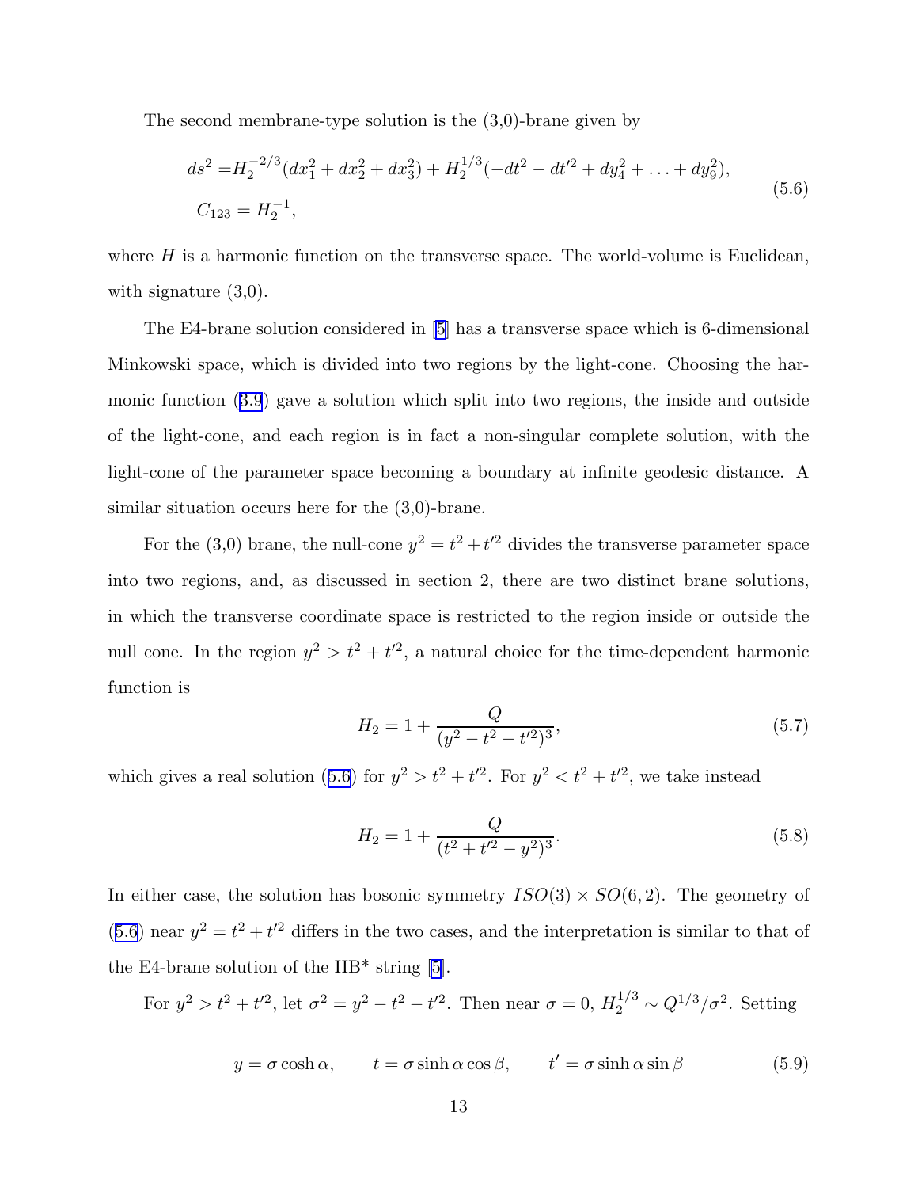The second membrane-type solution is the (3,0)-brane given by

$$
\begin{aligned}
ds^2 =& H_2^{-2/3}(dx_1^2 + dx_2^2 + dx_3^2) + H_2^{1/3}(-dt^2 - dt'^2 + dy_4^2 + \ldots + dy_9^2), \\
C_{123} =& H_2^{-1},
\end{aligned}
\tag{5.6}
$$

where $H$ is a harmonic function on the transverse space. The world-volume is Euclidean, with signature (3,0).

The E4-brane solution considered in [5] has a transverse space which is 6-dimensional Minkowski space, which is divided into two regions by the light-cone. Choosing the harmonic function (3.9) gave a solution which split into two regions, the inside and outside of the light-cone, and each region is in fact a non-singular complete solution, with the light-cone of the parameter space becoming a boundary at infinite geodesic distance. A similar situation occurs here for the (3,0)-brane.

For the (3,0) brane, the null-cone $y^2 = t^2 + t'^2$ divides the transverse parameter space into two regions, and, as discussed in section 2, there are two distinct brane solutions, in which the transverse coordinate space is restricted to the region inside or outside the null cone. In the region $y^2 > t^2 + t'^2$, a natural choice for the time-dependent harmonic function is

$$
H_2 = 1 + \frac{Q}{(y^2 - t^2 - t'^2)^3},
\tag{5.7}
$$

which gives a real solution (5.6) for $y^2 > t^2 + t'^2$. For $y^2 < t^2 + t'^2$, we take instead

$$
H_2 = 1 + \frac{Q}{(t^2 + t'^2 - y^2)^3}.
\tag{5.8}
$$

In either case, the solution has bosonic symmetry $ISO(3) \times SO(6,2)$. The geometry of (5.6) near $y^2 = t^2 + t'^2$ differs in the two cases, and the interpretation is similar to that of the E4-brane solution of the IIB* string [5].

For $y^2 > t^2 + t'^2$, let $\sigma^2 = y^2 - t^2 - t'^2$. Then near $\sigma = 0$, $H_2^{1/3} \sim Q^{1/3}/\sigma^2$. Setting

$$
y = \sigma \cosh\alpha, \qquad t = \sigma \sinh\alpha \cos\beta, \qquad t' = \sigma \sinh\alpha \sin\beta
\tag{5.9}
$$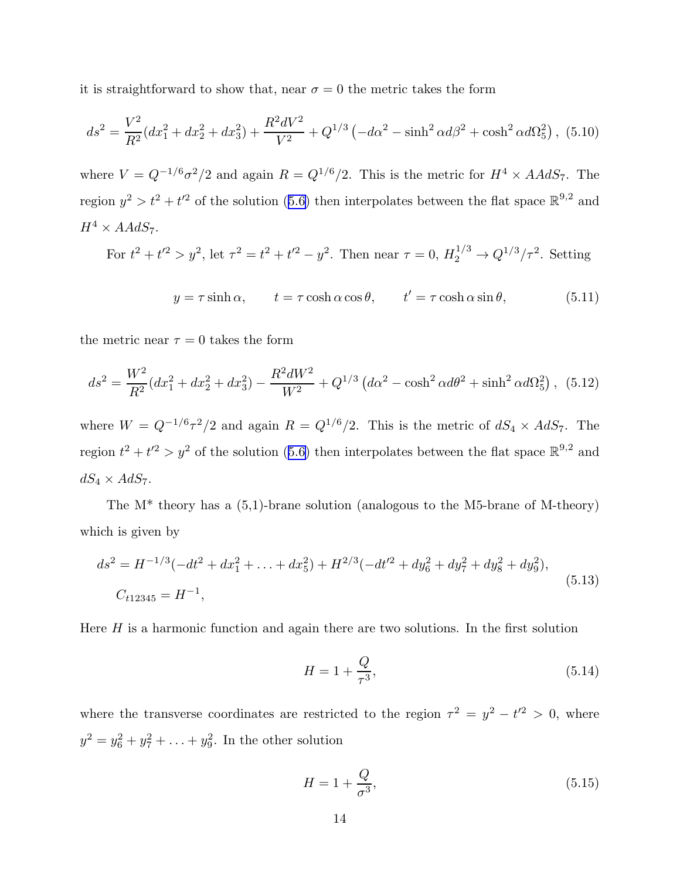it is straightforward to show that, near $\sigma = 0$ the metric takes the form

$$ds^2 = \frac{V^2}{R^2}(dx_1^2 + dx_2^2 + dx_3^2) + \frac{R^2 dV^2}{V^2} + Q^{1/3}\left(-d\alpha^2 - \sinh^2\alpha d\beta^2 + \cosh^2\alpha d\Omega_5^2\right), \quad (5.10)$$

where $V = Q^{-1/6}\sigma^2/2$ and again $R = Q^{1/6}/2$. This is the metric for $H^4 \times AAdS_7$. The region $y^2 > t^2 + t'^2$ of the solution (5.6) then interpolates between the flat space $\mathbb{R}^{9,2}$ and $H^4 \times AAdS_7$.

For $t^2 + t'^2 > y^2$, let $\tau^2 = t^2 + t'^2 - y^2$. Then near $\tau = 0$, $H_2^{1/3} \to Q^{1/3}/\tau^2$. Setting

$$y = \tau \sinh\alpha, \qquad t = \tau\cosh\alpha\cos\theta, \qquad t' = \tau\cosh\alpha\sin\theta, \quad (5.11)$$

the metric near $\tau = 0$ takes the form

$$ds^2 = \frac{W^2}{R^2}(dx_1^2 + dx_2^2 + dx_3^2) - \frac{R^2 dW^2}{W^2} + Q^{1/3}\left(d\alpha^2 - \cosh^2\alpha d\theta^2 + \sinh^2\alpha d\Omega_5^2\right), \quad (5.12)$$

where $W = Q^{-1/6}\tau^2/2$ and again $R = Q^{1/6}/2$. This is the metric of $dS_4 \times AdS_7$. The region $t^2 + t'^2 > y^2$ of the solution (5.6) then interpolates between the flat space $\mathbb{R}^{9,2}$ and $dS_4 \times AdS_7$.

The M* theory has a (5,1)-brane solution (analogous to the M5-brane of M-theory) which is given by

$$\begin{aligned} ds^2 &= H^{-1/3}(-dt^2 + dx_1^2 + \ldots + dx_5^2) + H^{2/3}(-dt'^2 + dy_6^2 + dy_7^2 + dy_8^2 + dy_9^2), \\ C_{t12345} &= H^{-1}, \end{aligned} \quad (5.13)$$

Here $H$ is a harmonic function and again there are two solutions. In the first solution

$$H = 1 + \frac{Q}{\tau^3}, \quad (5.14)$$

where the transverse coordinates are restricted to the region $\tau^2 = y^2 - t'^2 > 0$, where $y^2 = y_6^2 + y_7^2 + \ldots + y_9^2$. In the other solution

$$H = 1 + \frac{Q}{\sigma^3}, \quad (5.15)$$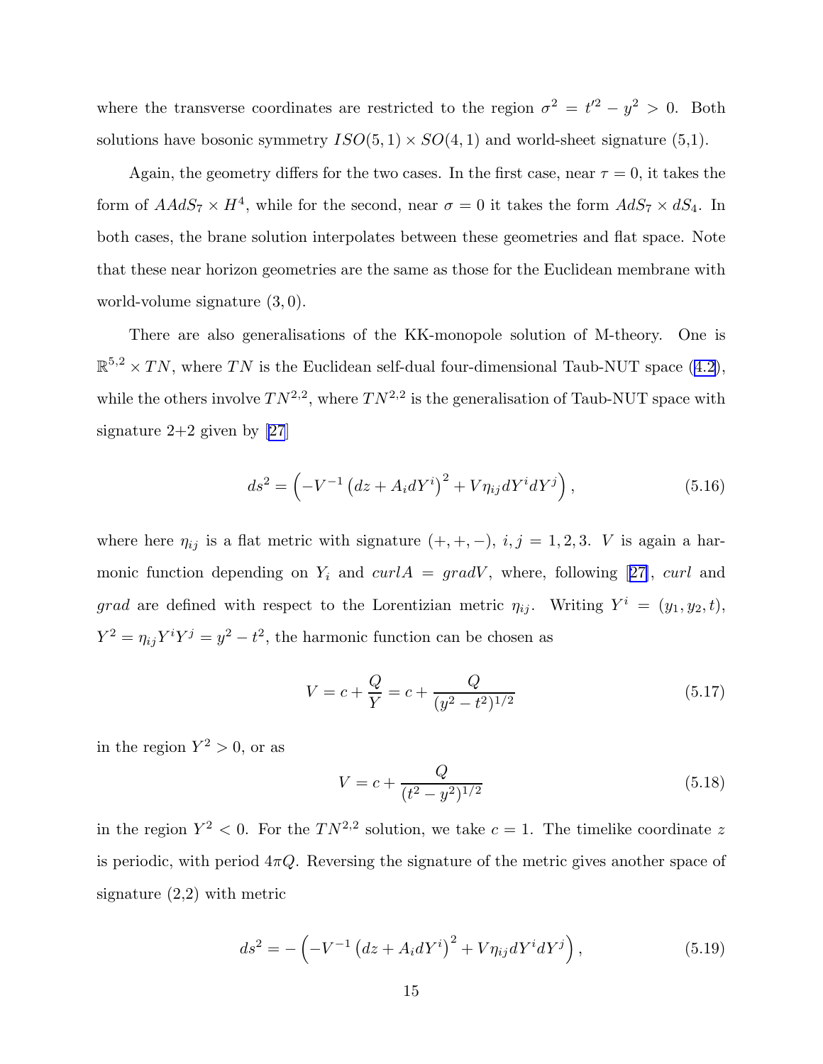where the transverse coordinates are restricted to the region $\sigma^2 = t'^2 - y^2 > 0$. Both solutions have bosonic symmetry $ISO(5,1) \times SO(4,1)$ and world-sheet signature (5,1).

Again, the geometry differs for the two cases. In the first case, near $\tau = 0$, it takes the form of $AAdS_7 \times H^4$, while for the second, near $\sigma = 0$ it takes the form $AdS_7 \times dS_4$. In both cases, the brane solution interpolates between these geometries and flat space. Note that these near horizon geometries are the same as those for the Euclidean membrane with world-volume signature $(3,0)$.

There are also generalisations of the KK-monopole solution of M-theory. One is $\mathbb{R}^{5,2} \times TN$, where $TN$ is the Euclidean self-dual four-dimensional Taub-NUT space (4.2), while the others involve $TN^{2,2}$, where $TN^{2,2}$ is the generalisation of Taub-NUT space with signature 2+2 given by [27]

$$ds^2 = \left( -V^{-1} \left( dz + A_i dY^i \right)^2 + V \eta_{ij} dY^i dY^j \right), \tag{5.16}$$

where here $\eta_{ij}$ is a flat metric with signature $(+,+,-)$, $i,j = 1,2,3$. $V$ is again a harmonic function depending on $Y_i$ and $curl A = grad V$, where, following [27], $curl$ and $grad$ are defined with respect to the Lorentizian metric $\eta_{ij}$. Writing $Y^i = (y_1, y_2, t)$, $Y^2 = \eta_{ij} Y^i Y^j = y^2 - t^2$, the harmonic function can be chosen as

$$V = c + \frac{Q}{Y} = c + \frac{Q}{(y^2 - t^2)^{1/2}} \tag{5.17}$$

in the region $Y^2 > 0$, or as

$$V = c + \frac{Q}{(t^2 - y^2)^{1/2}} \tag{5.18}$$

in the region $Y^2 < 0$. For the $TN^{2,2}$ solution, we take $c = 1$. The timelike coordinate $z$ is periodic, with period $4\pi Q$. Reversing the signature of the metric gives another space of signature (2,2) with metric

$$ds^2 = -\left( -V^{-1} \left( dz + A_i dY^i \right)^2 + V \eta_{ij} dY^i dY^j \right), \tag{5.19}$$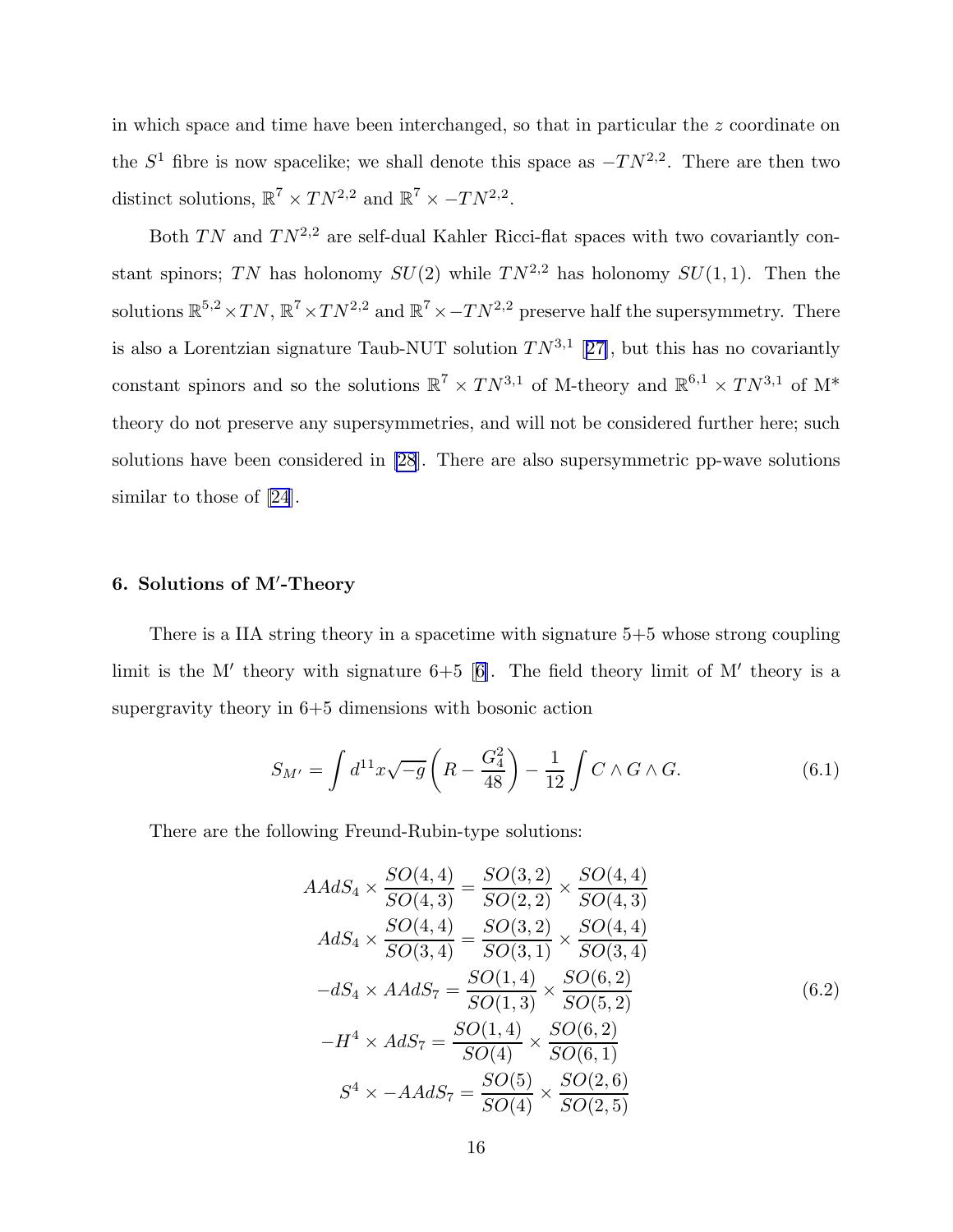in which space and time have been interchanged, so that in particular the $z$ coordinate on the $S^1$ fibre is now spacelike; we shall denote this space as $-TN^{2,2}$. There are then two distinct solutions, $\mathbb{R}^7 \times TN^{2,2}$ and $\mathbb{R}^7 \times -TN^{2,2}$.

Both $TN$ and $TN^{2,2}$ are self-dual Kahler Ricci-flat spaces with two covariantly constant spinors; $TN$ has holonomy $SU(2)$ while $TN^{2,2}$ has holonomy $SU(1,1)$. Then the solutions $\mathbb{R}^{5,2} \times TN$, $\mathbb{R}^7 \times TN^{2,2}$ and $\mathbb{R}^7 \times -TN^{2,2}$ preserve half the supersymmetry. There is also a Lorentzian signature Taub-NUT solution $TN^{3,1}$ [27], but this has no covariantly constant spinors and so the solutions $\mathbb{R}^7 \times TN^{3,1}$ of M-theory and $\mathbb{R}^{6,1} \times TN^{3,1}$ of M* theory do not preserve any supersymmetries, and will not be considered further here; such solutions have been considered in [28]. There are also supersymmetric pp-wave solutions similar to those of [24].

## 6. Solutions of M′-Theory

There is a IIA string theory in a spacetime with signature 5+5 whose strong coupling limit is the M′ theory with signature 6+5 [6]. The field theory limit of M′ theory is a supergravity theory in 6+5 dimensions with bosonic action

$$S_{M'} = \int d^{11}x\sqrt{-g}\left(R - \frac{G_4^2}{48}\right) - \frac{1}{12}\int C \wedge G \wedge G. \tag{6.1}$$

There are the following Freund-Rubin-type solutions:

$$\begin{aligned}
AAdS_4 \times \frac{SO(4,4)}{SO(4,3)} &= \frac{SO(3,2)}{SO(2,2)} \times \frac{SO(4,4)}{SO(4,3)} \\
AdS_4 \times \frac{SO(4,4)}{SO(3,4)} &= \frac{SO(3,2)}{SO(3,1)} \times \frac{SO(4,4)}{SO(3,4)} \\
-dS_4 \times AAdS_7 &= \frac{SO(1,4)}{SO(1,3)} \times \frac{SO(6,2)}{SO(5,2)} \\
-H^4 \times AdS_7 &= \frac{SO(1,4)}{SO(4)} \times \frac{SO(6,2)}{SO(6,1)} \\
S^4 \times -AAdS_7 &= \frac{SO(5)}{SO(4)} \times \frac{SO(2,6)}{SO(2,5)}
\end{aligned} \tag{6.2}$$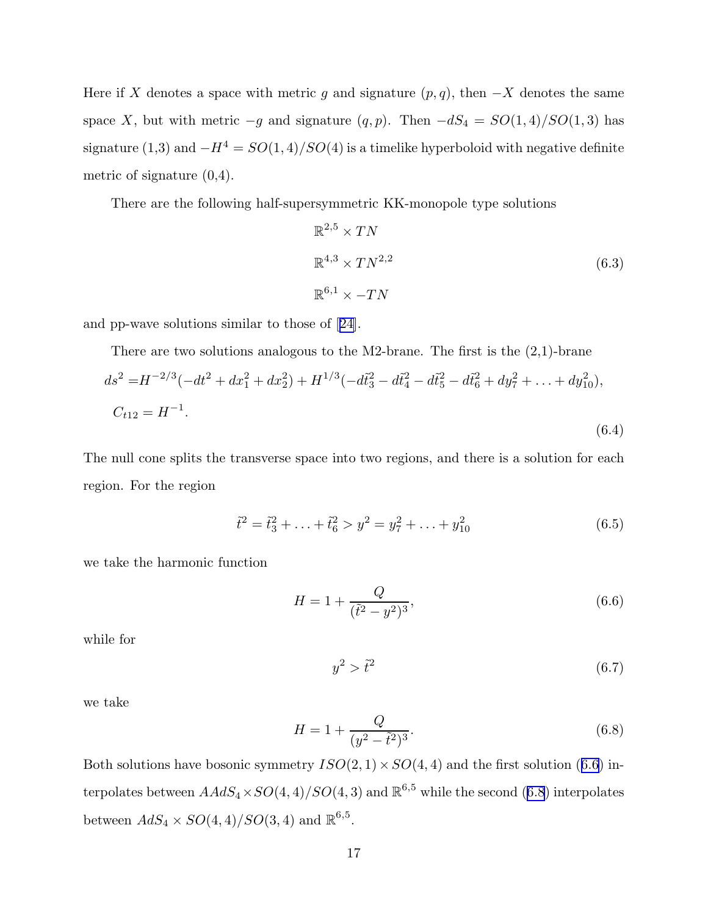Here if $X$ denotes a space with metric $g$ and signature $(p, q)$, then $-X$ denotes the same space $X$, but with metric $-g$ and signature $(q, p)$. Then $-dS_4 = SO(1,4)/SO(1,3)$ has signature (1,3) and $-H^4 = SO(1,4)/SO(4)$ is a timelike hyperboloid with negative definite metric of signature (0,4).

There are the following half-supersymmetric KK-monopole type solutions

$$
\begin{aligned}
&\mathbb{R}^{2,5} \times TN \\
&\mathbb{R}^{4,3} \times TN^{2,2} \\
&\mathbb{R}^{6,1} \times -TN
\end{aligned}
\tag{6.3}
$$

and pp-wave solutions similar to those of [24].

There are two solutions analogous to the M2-brane. The first is the (2,1)-brane

$$
\begin{aligned}
ds^2 =& H^{-2/3}(-dt^2 + dx_1^2 + dx_2^2) + H^{1/3}(-d\tilde{t}_3^2 - d\tilde{t}_4^2 - d\tilde{t}_5^2 - d\tilde{t}_6^2 + dy_7^2 + \ldots + dy_{10}^2), \\
C_{t12} =& H^{-1}.
\end{aligned}
\tag{6.4}
$$

The null cone splits the transverse space into two regions, and there is a solution for each region. For the region

$$
\tilde{t}^2 = \tilde{t}_3^2 + \ldots + \tilde{t}_6^2 > y^2 = y_7^2 + \ldots + y_{10}^2 \tag{6.5}
$$

we take the harmonic function

$$
H = 1 + \frac{Q}{(\tilde{t}^2 - y^2)^3}, \tag{6.6}
$$

while for

$$
y^2 > \tilde{t}^2 \tag{6.7}
$$

we take

$$
H = 1 + \frac{Q}{(y^2 - \tilde{t}^2)^3}. \tag{6.8}
$$

Both solutions have bosonic symmetry $ISO(2,1) \times SO(4,4)$ and the first solution (6.6) interpolates between $AAdS_4 \times SO(4,4)/SO(4,3)$ and $\mathbb{R}^{6,5}$ while the second (6.8) interpolates between $AdS_4 \times SO(4,4)/SO(3,4)$ and $\mathbb{R}^{6,5}$.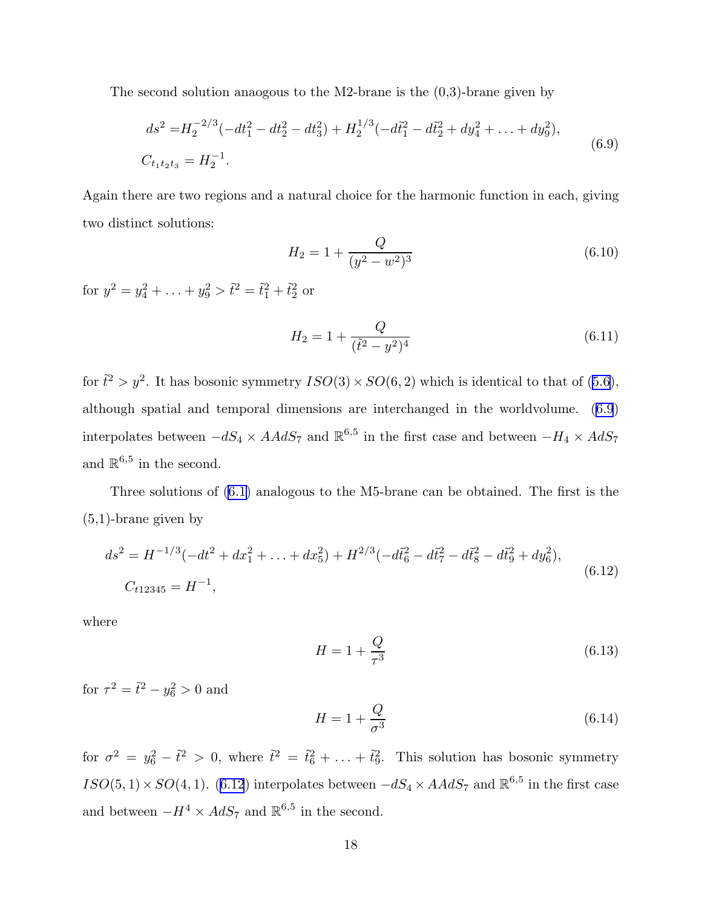The second solution anaogous to the M2-brane is the (0,3)-brane given by

$$
\begin{aligned}
ds^2 =& H_2^{-2/3}(-dt_1^2 - dt_2^2 - dt_3^2) + H_2^{1/3}(-d\tilde{t}_1^2 - d\tilde{t}_2^2 + dy_4^2 + \ldots + dy_9^2), \\
C_{t_1 t_2 t_3} =& H_2^{-1}.
\end{aligned}
\tag{6.9}
$$

Again there are two regions and a natural choice for the harmonic function in each, giving two distinct solutions:

$$
H_2 = 1 + \frac{Q}{(y^2 - w^2)^3}
\tag{6.10}
$$

for $y^2 = y_4^2 + \ldots + y_9^2 > \tilde{t}^2 = \tilde{t}_1^2 + \tilde{t}_2^2$ or

$$
H_2 = 1 + \frac{Q}{(\tilde{t}^2 - y^2)^4}
\tag{6.11}
$$

for $\tilde{t}^2 > y^2$. It has bosonic symmetry $ISO(3) \times SO(6,2)$ which is identical to that of (5.6), although spatial and temporal dimensions are interchanged in the worldvolume. (6.9) interpolates between $-dS_4 \times AAdS_7$ and $\mathbb{R}^{6,5}$ in the first case and between $-H_4 \times AdS_7$ and $\mathbb{R}^{6,5}$ in the second.

Three solutions of (6.1) analogous to the M5-brane can be obtained. The first is the (5,1)-brane given by

$$
\begin{aligned}
ds^2 = H^{-1/3}(-dt^2 + dx_1^2 + \ldots + dx_5^2) + H^{2/3}(-d\tilde{t}_6^2 - d\tilde{t}_7^2 - d\tilde{t}_8^2 - d\tilde{t}_9^2 + dy_6^2), \\
C_{t12345} = H^{-1},
\end{aligned}
\tag{6.12}
$$

where

$$
H = 1 + \frac{Q}{\tau^3}
\tag{6.13}
$$

for $\tau^2 = \tilde{t}^2 - y_6^2 > 0$ and

$$
H = 1 + \frac{Q}{\sigma^3}
\tag{6.14}
$$

for $\sigma^2 = y_6^2 - \tilde{t}^2 > 0$, where $\tilde{t}^2 = \tilde{t}_6^2 + \ldots + \tilde{t}_9^2$. This solution has bosonic symmetry $ISO(5,1) \times SO(4,1)$. (6.12) interpolates between $-dS_4 \times AAdS_7$ and $\mathbb{R}^{6,5}$ in the first case and between $-H^4 \times AdS_7$ and $\mathbb{R}^{6,5}$ in the second.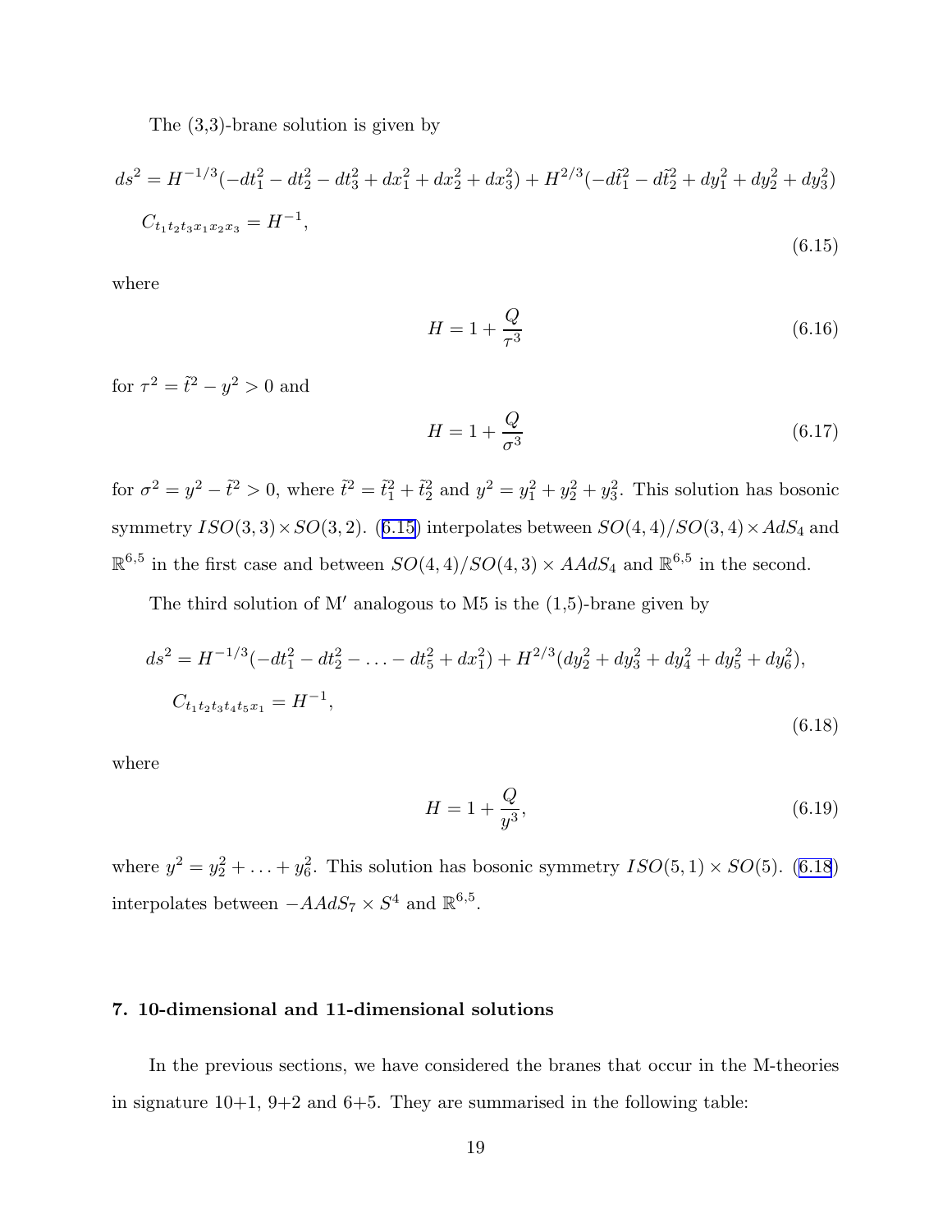The (3,3)-brane solution is given by

$$
\begin{aligned}
ds^2 &= H^{-1/3}(-dt_1^2 - dt_2^2 - dt_3^2 + dx_1^2 + dx_2^2 + dx_3^2) + H^{2/3}(-d\tilde{t}_1^2 - d\tilde{t}_2^2 + dy_1^2 + dy_2^2 + dy_3^2) \\
C_{t_1 t_2 t_3 x_1 x_2 x_3} &= H^{-1},
\end{aligned}
\tag{6.15}
$$

where

$$
H = 1 + \frac{Q}{\tau^3} \tag{6.16}
$$

for $\tau^2 = \tilde{t}^2 - y^2 > 0$ and

$$
H = 1 + \frac{Q}{\sigma^3} \tag{6.17}
$$

for $\sigma^2 = y^2 - \tilde{t}^2 > 0$, where $\tilde{t}^2 = \tilde{t}_1^2 + \tilde{t}_2^2$ and $y^2 = y_1^2 + y_2^2 + y_3^2$. This solution has bosonic symmetry $ISO(3,3) \times SO(3,2)$. (6.15) interpolates between $SO(4,4)/SO(3,4) \times AdS_4$ and $\mathbb{R}^{6,5}$ in the first case and between $SO(4,4)/SO(4,3) \times AAdS_4$ and $\mathbb{R}^{6,5}$ in the second.

The third solution of M′ analogous to M5 is the (1,5)-brane given by

$$
\begin{aligned}
ds^2 &= H^{-1/3}(-dt_1^2 - dt_2^2 - \ldots - dt_5^2 + dx_1^2) + H^{2/3}(dy_2^2 + dy_3^2 + dy_4^2 + dy_5^2 + dy_6^2), \\
C_{t_1 t_2 t_3 t_4 t_5 x_1} &= H^{-1},
\end{aligned}
\tag{6.18}
$$

where

$$
H = 1 + \frac{Q}{y^3}, \tag{6.19}
$$

where $y^2 = y_2^2 + \ldots + y_6^2$. This solution has bosonic symmetry $ISO(5,1) \times SO(5)$. (6.18) interpolates between $-AAdS_7 \times S^4$ and $\mathbb{R}^{6,5}$.

## 7. 10-dimensional and 11-dimensional solutions

In the previous sections, we have considered the branes that occur in the M-theories in signature 10+1, 9+2 and 6+5. They are summarised in the following table: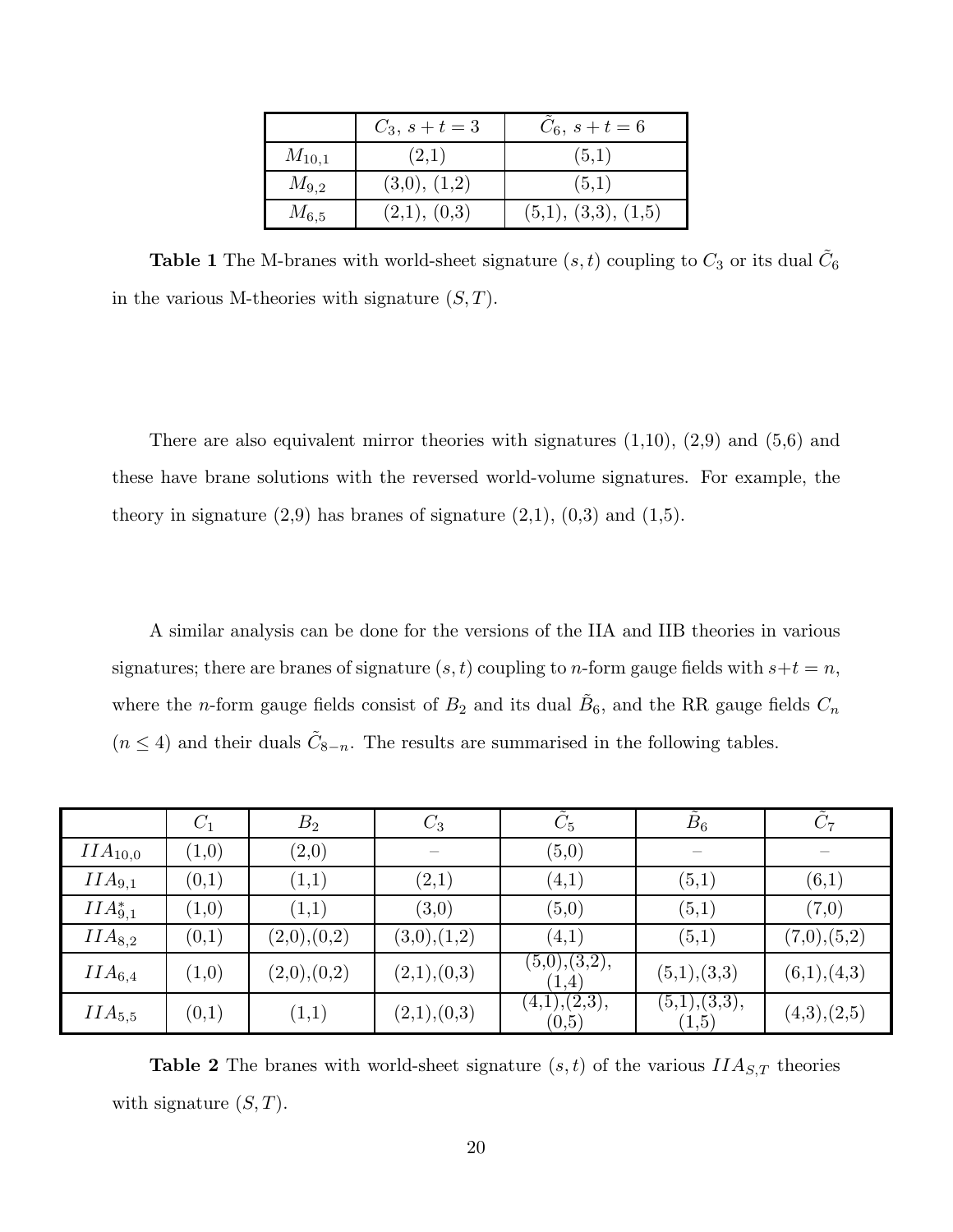|  | $C_3$, $s+t=3$ | $\tilde{C}_6$, $s+t=6$ |
|---|---|---|
| $M_{10,1}$ | (2,1) | (5,1) |
| $M_{9,2}$ | (3,0), (1,2) | (5,1) |
| $M_{6,5}$ | (2,1), (0,3) | (5,1), (3,3), (1,5) |

**Table 1** The M-branes with world-sheet signature $(s,t)$ coupling to $C_3$ or its dual $\tilde{C}_6$ in the various M-theories with signature $(S,T)$.

There are also equivalent mirror theories with signatures (1,10), (2,9) and (5,6) and these have brane solutions with the reversed world-volume signatures. For example, the theory in signature (2,9) has branes of signature (2,1), (0,3) and (1,5).

A similar analysis can be done for the versions of the IIA and IIB theories in various signatures; there are branes of signature $(s,t)$ coupling to $n$-form gauge fields with $s+t=n$, where the $n$-form gauge fields consist of $B_2$ and its dual $\tilde{B}_6$, and the RR gauge fields $C_n$ ($n \leq 4$) and their duals $\tilde{C}_{8-n}$. The results are summarised in the following tables.

|  | $C_1$ | $B_2$ | $C_3$ | $\tilde{C}_5$ | $\tilde{B}_6$ | $\tilde{C}_7$ |
|---|---|---|---|---|---|---|
| $IIA_{10,0}$ | (1,0) | (2,0) | – | (5,0) | – | – |
| $IIA_{9,1}$ | (0,1) | (1,1) | (2,1) | (4,1) | (5,1) | (6,1) |
| $IIA^*_{9,1}$ | (1,0) | (1,1) | (3,0) | (5,0) | (5,1) | (7,0) |
| $IIA_{8,2}$ | (0,1) | (2,0),(0,2) | (3,0),(1,2) | (4,1) | (5,1) | (7,0),(5,2) |
| $IIA_{6,4}$ | (1,0) | (2,0),(0,2) | (2,1),(0,3) | (5,0),(3,2), (1,4) | (5,1),(3,3) | (6,1),(4,3) |
| $IIA_{5,5}$ | (0,1) | (1,1) | (2,1),(0,3) | (4,1),(2,3), (0,5) | (5,1),(3,3), (1,5) | (4,3),(2,5) |

**Table 2** The branes with world-sheet signature $(s,t)$ of the various $IIA_{S,T}$ theories with signature $(S,T)$.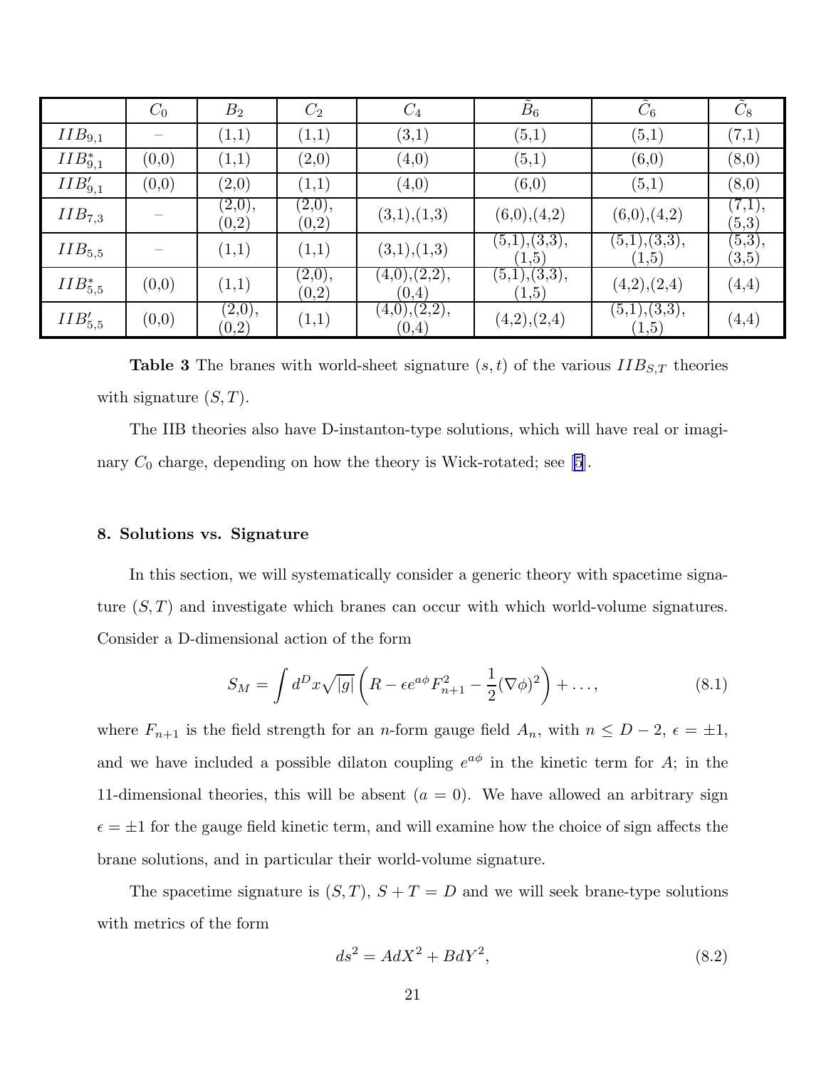|  | $C_0$ | $B_2$ | $C_2$ | $C_4$ | $\tilde{B}_6$ | $\tilde{C}_6$ | $\tilde{C}_8$ |
|---|---|---|---|---|---|---|---|
| $IIB_{9,1}$ | – | (1,1) | (1,1) | (3,1) | (5,1) | (5,1) | (7,1) |
| $IIB^*_{9,1}$ | (0,0) | (1,1) | (2,0) | (4,0) | (5,1) | (6,0) | (8,0) |
| $IIB'_{9,1}$ | (0,0) | (2,0) | (1,1) | (4,0) | (6,0) | (5,1) | (8,0) |
| $IIB_{7,3}$ | – | (2,0), (0,2) | (2,0), (0,2) | (3,1),(1,3) | (6,0),(4,2) | (6,0),(4,2) | (7,1), (5,3) |
| $IIB_{5,5}$ | – | (1,1) | (1,1) | (3,1),(1,3) | (5,1),(3,3), (1,5) | (5,1),(3,3), (1,5) | (5,3), (3,5) |
| $IIB^*_{5,5}$ | (0,0) | (1,1) | (2,0), (0,2) | (4,0),(2,2), (0,4) | (5,1),(3,3), (1,5) | (4,2),(2,4) | (4,4) |
| $IIB'_{5,5}$ | (0,0) | (2,0), (0,2) | (1,1) | (4,0),(2,2), (0,4) | (4,2),(2,4) | (5,1),(3,3), (1,5) | (4,4) |

**Table 3** The branes with world-sheet signature $(s,t)$ of the various $IIB_{S,T}$ theories with signature $(S,T)$.

The IIB theories also have D-instanton-type solutions, which will have real or imaginary $C_0$ charge, depending on how the theory is Wick-rotated; see [5].

### 8. Solutions vs. Signature

In this section, we will systematically consider a generic theory with spacetime signature $(S,T)$ and investigate which branes can occur with which world-volume signatures. Consider a D-dimensional action of the form

$$S_M = \int d^D x \sqrt{|g|} \left( R - \epsilon e^{a\phi} F_{n+1}^2 - \frac{1}{2}(\nabla\phi)^2 \right) + \ldots, \tag{8.1}$$

where $F_{n+1}$ is the field strength for an $n$-form gauge field $A_n$, with $n \leq D-2$, $\epsilon = \pm 1$, and we have included a possible dilaton coupling $e^{a\phi}$ in the kinetic term for $A$; in the 11-dimensional theories, this will be absent ($a = 0$). We have allowed an arbitrary sign $\epsilon = \pm 1$ for the gauge field kinetic term, and will examine how the choice of sign affects the brane solutions, and in particular their world-volume signature.

The spacetime signature is $(S,T)$, $S + T = D$ and we will seek brane-type solutions with metrics of the form

$$ds^2 = A dX^2 + B dY^2, \tag{8.2}$$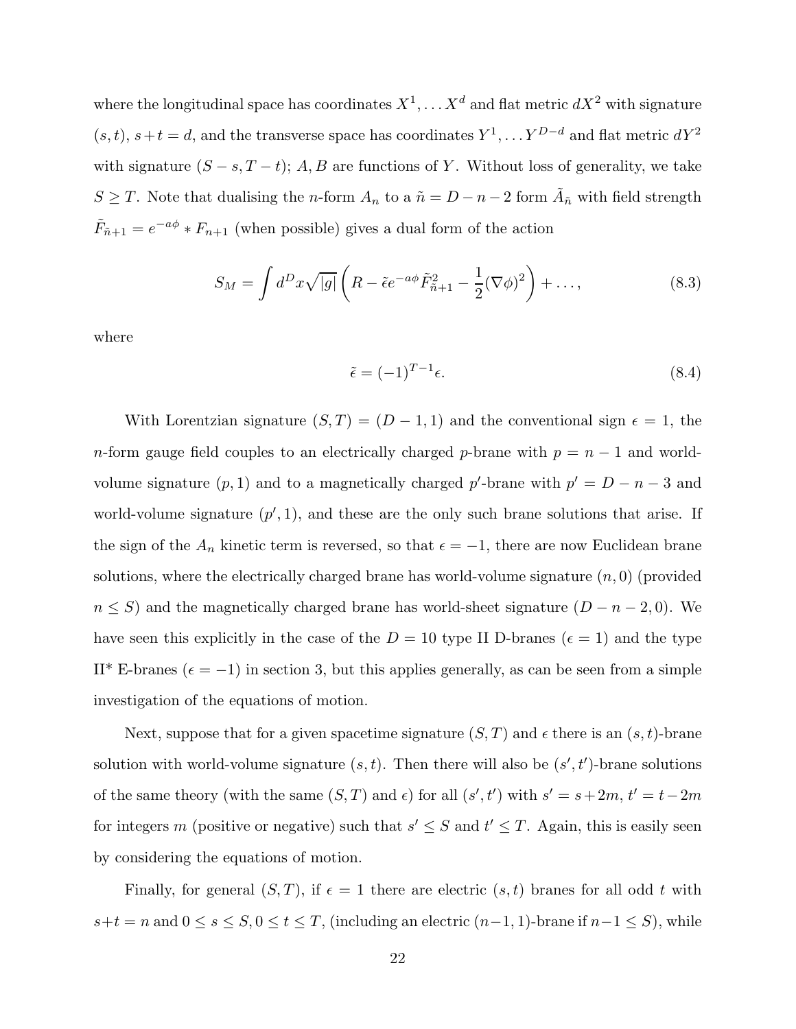where the longitudinal space has coordinates $X^1, \ldots X^d$ and flat metric $dX^2$ with signature $(s,t)$, $s+t=d$, and the transverse space has coordinates $Y^1, \ldots Y^{D-d}$ and flat metric $dY^2$ with signature $(S-s, T-t)$; $A, B$ are functions of $Y$. Without loss of generality, we take $S \geq T$. Note that dualising the $n$-form $A_n$ to a $\tilde{n} = D-n-2$ form $\tilde{A}_{\tilde{n}}$ with field strength $\tilde{F}_{\tilde{n}+1} = e^{-a\phi} * F_{n+1}$ (when possible) gives a dual form of the action

$$S_M = \int d^D x \sqrt{|g|} \left( R - \tilde{\epsilon} e^{-a\phi} \tilde{F}^2_{\tilde{n}+1} - \frac{1}{2}(\nabla \phi)^2 \right) + \ldots, \tag{8.3}$$

where

$$\tilde{\epsilon} = (-1)^{T-1} \epsilon. \tag{8.4}$$

With Lorentzian signature $(S,T) = (D-1,1)$ and the conventional sign $\epsilon = 1$, the $n$-form gauge field couples to an electrically charged $p$-brane with $p = n-1$ and world-volume signature $(p,1)$ and to a magnetically charged $p'$-brane with $p' = D-n-3$ and world-volume signature $(p',1)$, and these are the only such brane solutions that arise. If the sign of the $A_n$ kinetic term is reversed, so that $\epsilon = -1$, there are now Euclidean brane solutions, where the electrically charged brane has world-volume signature $(n,0)$ (provided $n \leq S$) and the magnetically charged brane has world-sheet signature $(D-n-2, 0)$. We have seen this explicitly in the case of the $D=10$ type II D-branes ($\epsilon = 1$) and the type II* E-branes ($\epsilon = -1$) in section 3, but this applies generally, as can be seen from a simple investigation of the equations of motion.

Next, suppose that for a given spacetime signature $(S,T)$ and $\epsilon$ there is an $(s,t)$-brane solution with world-volume signature $(s,t)$. Then there will also be $(s',t')$-brane solutions of the same theory (with the same $(S,T)$ and $\epsilon$) for all $(s',t')$ with $s' = s+2m$, $t' = t-2m$ for integers $m$ (positive or negative) such that $s' \leq S$ and $t' \leq T$. Again, this is easily seen by considering the equations of motion.

Finally, for general $(S,T)$, if $\epsilon = 1$ there are electric $(s,t)$ branes for all odd $t$ with $s+t = n$ and $0 \leq s \leq S, 0 \leq t \leq T$, (including an electric $(n-1,1)$-brane if $n-1 \leq S$), while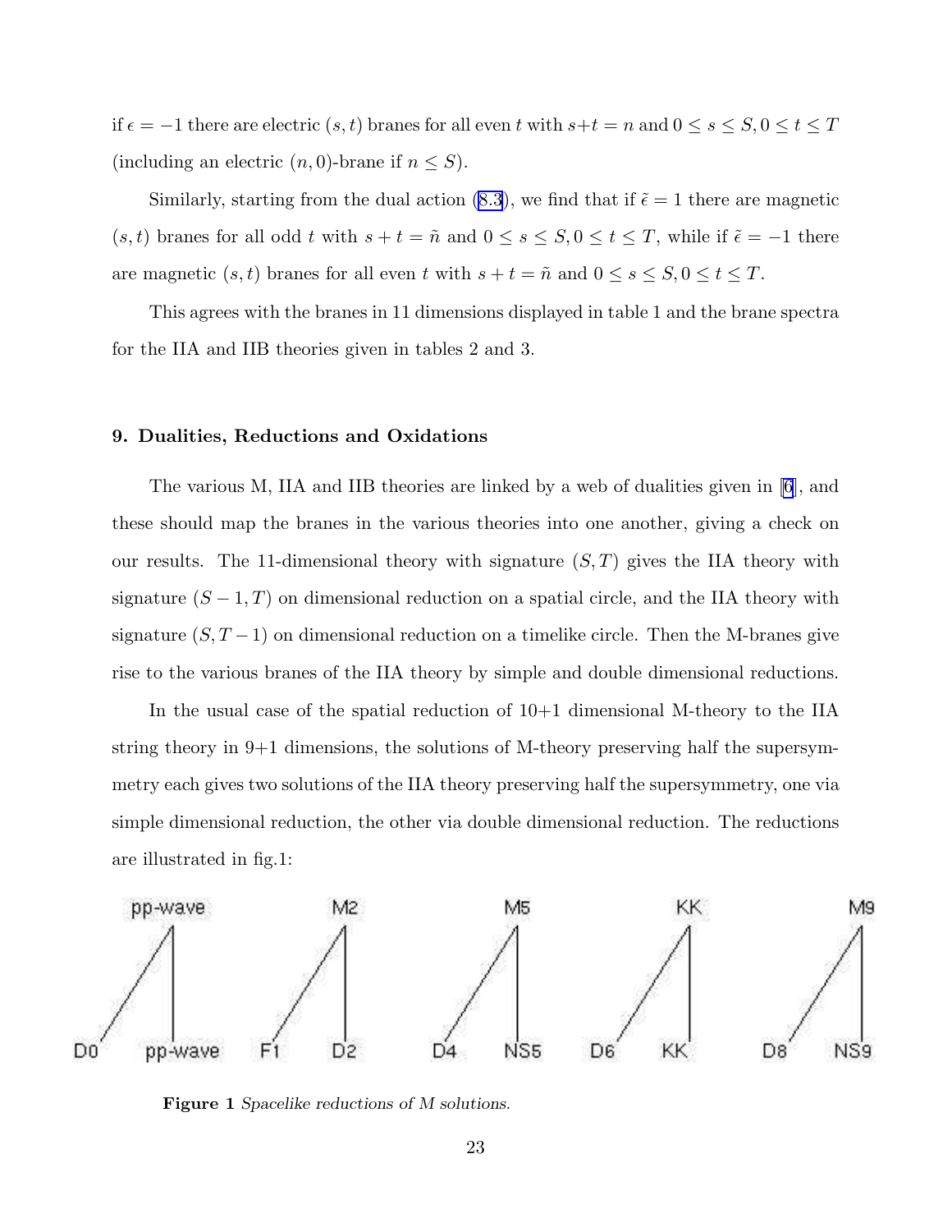if $\epsilon = -1$ there are electric $(s,t)$ branes for all even $t$ with $s+t = n$ and $0 \leq s \leq S, 0 \leq t \leq T$ (including an electric $(n,0)$-brane if $n \leq S$).

Similarly, starting from the dual action (8.3), we find that if $\tilde{\epsilon} = 1$ there are magnetic $(s,t)$ branes for all odd $t$ with $s+t = \tilde{n}$ and $0 \leq s \leq S, 0 \leq t \leq T$, while if $\tilde{\epsilon} = -1$ there are magnetic $(s,t)$ branes for all even $t$ with $s+t = \tilde{n}$ and $0 \leq s \leq S, 0 \leq t \leq T$.

This agrees with the branes in 11 dimensions displayed in table 1 and the brane spectra for the IIA and IIB theories given in tables 2 and 3.

## 9. Dualities, Reductions and Oxidations

The various M, IIA and IIB theories are linked by a web of dualities given in [6], and these should map the branes in the various theories into one another, giving a check on our results. The 11-dimensional theory with signature $(S,T)$ gives the IIA theory with signature $(S-1,T)$ on dimensional reduction on a spatial circle, and the IIA theory with signature $(S,T-1)$ on dimensional reduction on a timelike circle. Then the M-branes give rise to the various branes of the IIA theory by simple and double dimensional reductions.

In the usual case of the spatial reduction of 10+1 dimensional M-theory to the IIA string theory in 9+1 dimensions, the solutions of M-theory preserving half the supersymmetry each gives two solutions of the IIA theory preserving half the supersymmetry, one via simple dimensional reduction, the other via double dimensional reduction. The reductions are illustrated in fig.1:

pp-wave → D0, pp-wave; M2 → F1, D2; M5 → D4, NS5; KK → D6, KK; M9 → D8, NS9

**Figure 1** *Spacelike reductions of M solutions.*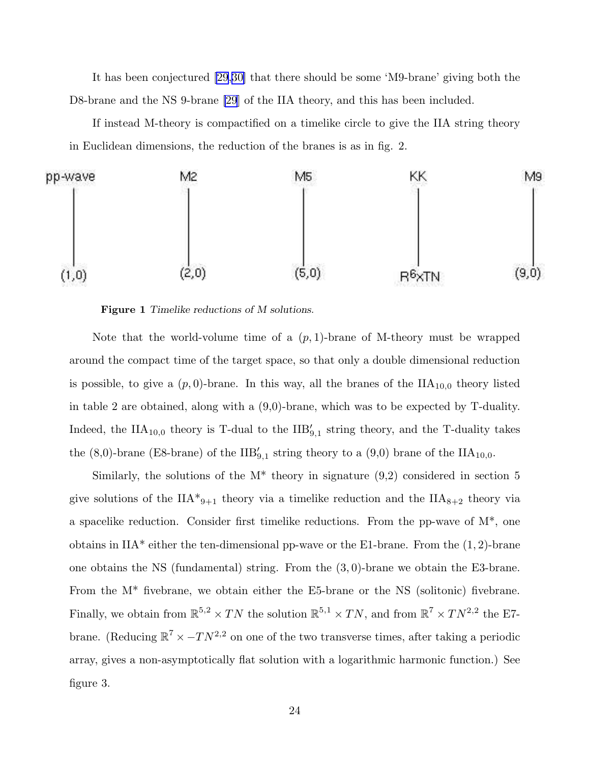It has been conjectured [29,30] that there should be some 'M9-brane' giving both the D8-brane and the NS 9-brane [29] of the IIA theory, and this has been included.

If instead M-theory is compactified on a timelike circle to give the IIA string theory in Euclidean dimensions, the reduction of the branes is as in fig. 2.

pp-wave → (1,0)    M2 → (2,0)    M5 → (5,0)    KK → $R^6 \times TN$    M9 → (9,0)

**Figure 1** *Timelike reductions of M solutions.*

Note that the world-volume time of a $(p,1)$-brane of M-theory must be wrapped around the compact time of the target space, so that only a double dimensional reduction is possible, to give a $(p,0)$-brane. In this way, all the branes of the $\text{IIA}_{10,0}$ theory listed in table 2 are obtained, along with a (9,0)-brane, which was to be expected by T-duality. Indeed, the $\text{IIA}_{10,0}$ theory is T-dual to the $\text{IIB}'_{9,1}$ string theory, and the T-duality takes the (8,0)-brane (E8-brane) of the $\text{IIB}'_{9,1}$ string theory to a (9,0) brane of the $\text{IIA}_{10,0}$.

Similarly, the solutions of the M* theory in signature (9,2) considered in section 5 give solutions of the $\text{IIA*}_{9+1}$ theory via a timelike reduction and the $\text{IIA}_{8+2}$ theory via a spacelike reduction. Consider first timelike reductions. From the pp-wave of M*, one obtains in IIA* either the ten-dimensional pp-wave or the E1-brane. From the $(1,2)$-brane one obtains the NS (fundamental) string. From the $(3,0)$-brane we obtain the E3-brane. From the M* fivebrane, we obtain either the E5-brane or the NS (solitonic) fivebrane. Finally, we obtain from $\mathbb{R}^{5,2} \times TN$ the solution $\mathbb{R}^{5,1} \times TN$, and from $\mathbb{R}^7 \times TN^{2,2}$ the E7-brane. (Reducing $\mathbb{R}^7 \times -TN^{2,2}$ on one of the two transverse times, after taking a periodic array, gives a non-asymptotically flat solution with a logarithmic harmonic function.) See figure 3.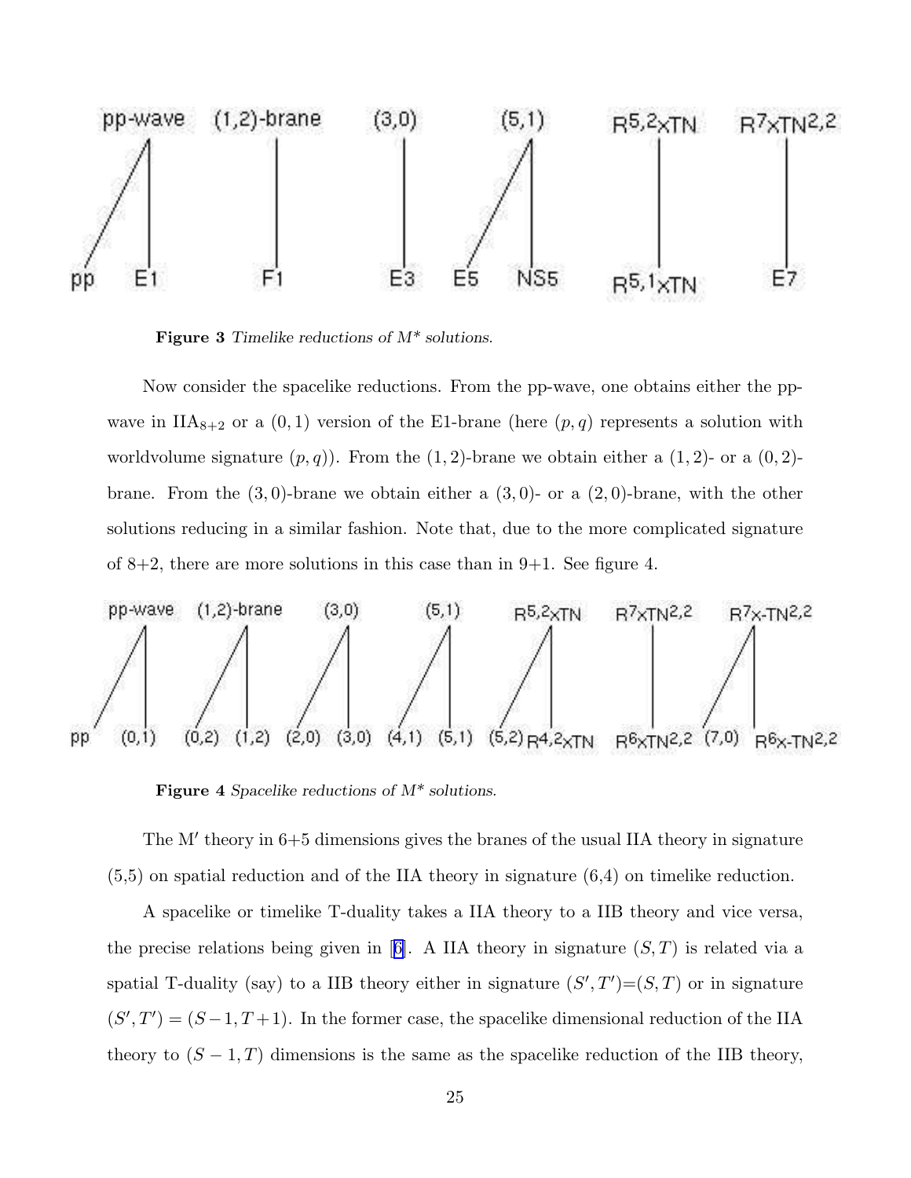**Figure 3** *Timelike reductions of M\* solutions.*

Now consider the spacelike reductions. From the pp-wave, one obtains either the pp-wave in $\mathrm{IIA}_{8+2}$ or a $(0,1)$ version of the E1-brane (here $(p,q)$ represents a solution with worldvolume signature $(p,q)$). From the $(1,2)$-brane we obtain either a $(1,2)$- or a $(0,2)$-brane. From the $(3,0)$-brane we obtain either a $(3,0)$- or a $(2,0)$-brane, with the other solutions reducing in a similar fashion. Note that, due to the more complicated signature of 8+2, there are more solutions in this case than in 9+1. See figure 4.

**Figure 4** *Spacelike reductions of M\* solutions.*

The M′ theory in 6+5 dimensions gives the branes of the usual IIA theory in signature (5,5) on spatial reduction and of the IIA theory in signature (6,4) on timelike reduction.

A spacelike or timelike T-duality takes a IIA theory to a IIB theory and vice versa, the precise relations being given in [6]. A IIA theory in signature $(S,T)$ is related via a spatial T-duality (say) to a IIB theory either in signature $(S',T')=(S,T)$ or in signature $(S',T')=(S-1,T+1)$. In the former case, the spacelike dimensional reduction of the IIA theory to $(S-1,T)$ dimensions is the same as the spacelike reduction of the IIB theory,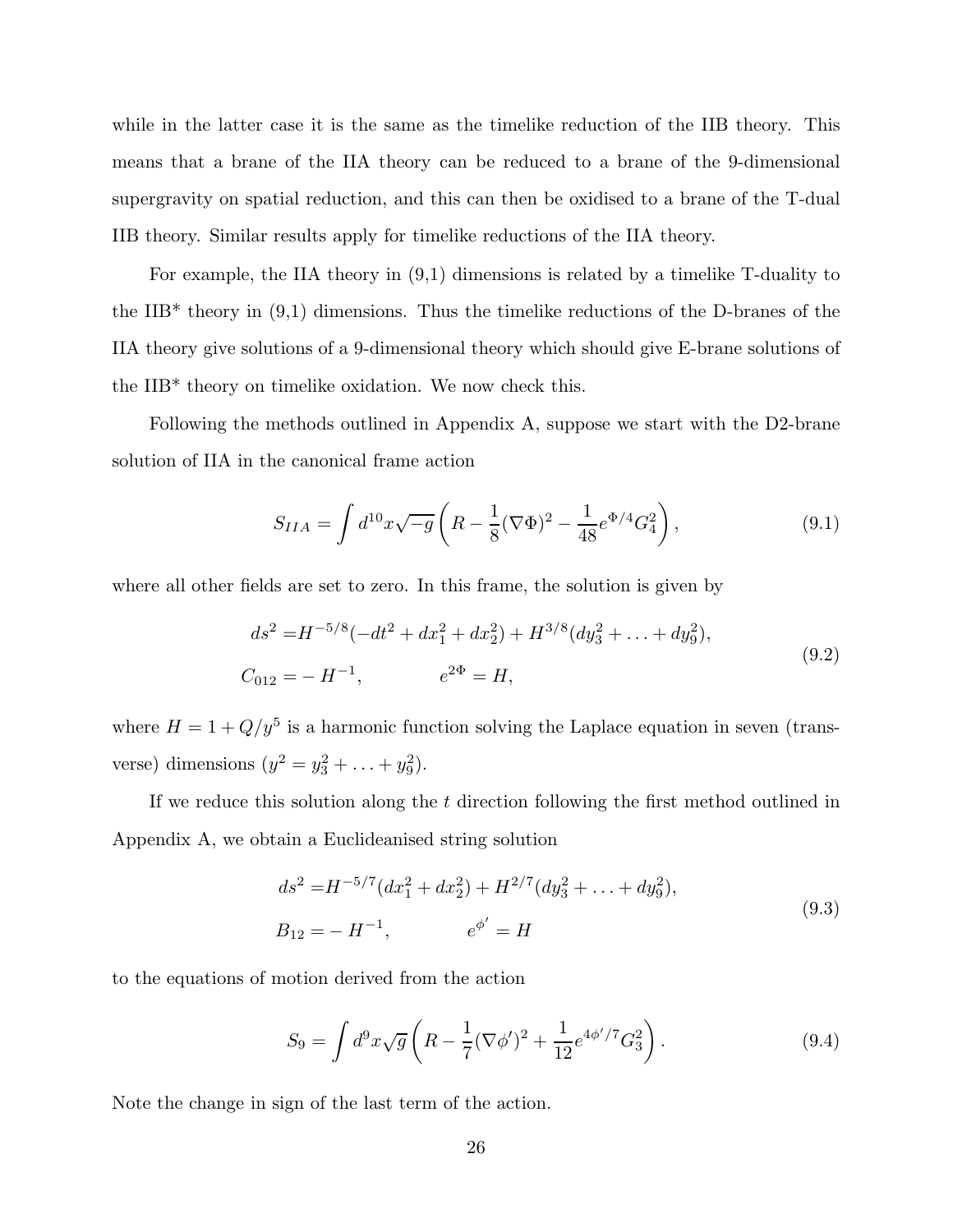while in the latter case it is the same as the timelike reduction of the IIB theory. This means that a brane of the IIA theory can be reduced to a brane of the 9-dimensional supergravity on spatial reduction, and this can then be oxidised to a brane of the T-dual IIB theory. Similar results apply for timelike reductions of the IIA theory.

For example, the IIA theory in (9,1) dimensions is related by a timelike T-duality to the IIB* theory in (9,1) dimensions. Thus the timelike reductions of the D-branes of the IIA theory give solutions of a 9-dimensional theory which should give E-brane solutions of the IIB* theory on timelike oxidation. We now check this.

Following the methods outlined in Appendix A, suppose we start with the D2-brane solution of IIA in the canonical frame action

$$S_{IIA} = \int d^{10}x\sqrt{-g}\left(R - \frac{1}{8}(\nabla\Phi)^2 - \frac{1}{48}e^{\Phi/4}G_4^2\right), \tag{9.1}$$

where all other fields are set to zero. In this frame, the solution is given by

$$\begin{aligned} ds^2 =& H^{-5/8}(-dt^2 + dx_1^2 + dx_2^2) + H^{3/8}(dy_3^2 + \ldots + dy_9^2), \\ C_{012} =& -H^{-1}, \qquad\qquad e^{2\Phi} = H, \end{aligned} \tag{9.2}$$

where $H = 1 + Q/y^5$ is a harmonic function solving the Laplace equation in seven (transverse) dimensions ($y^2 = y_3^2 + \ldots + y_9^2$).

If we reduce this solution along the $t$ direction following the first method outlined in Appendix A, we obtain a Euclideanised string solution

$$\begin{aligned} ds^2 =& H^{-5/7}(dx_1^2 + dx_2^2) + H^{2/7}(dy_3^2 + \ldots + dy_9^2), \\ B_{12} =& -H^{-1}, \qquad\qquad e^{\phi'} = H \end{aligned} \tag{9.3}$$

to the equations of motion derived from the action

$$S_9 = \int d^9x\sqrt{g}\left(R - \frac{1}{7}(\nabla\phi')^2 + \frac{1}{12}e^{4\phi'/7}G_3^2\right). \tag{9.4}$$

Note the change in sign of the last term of the action.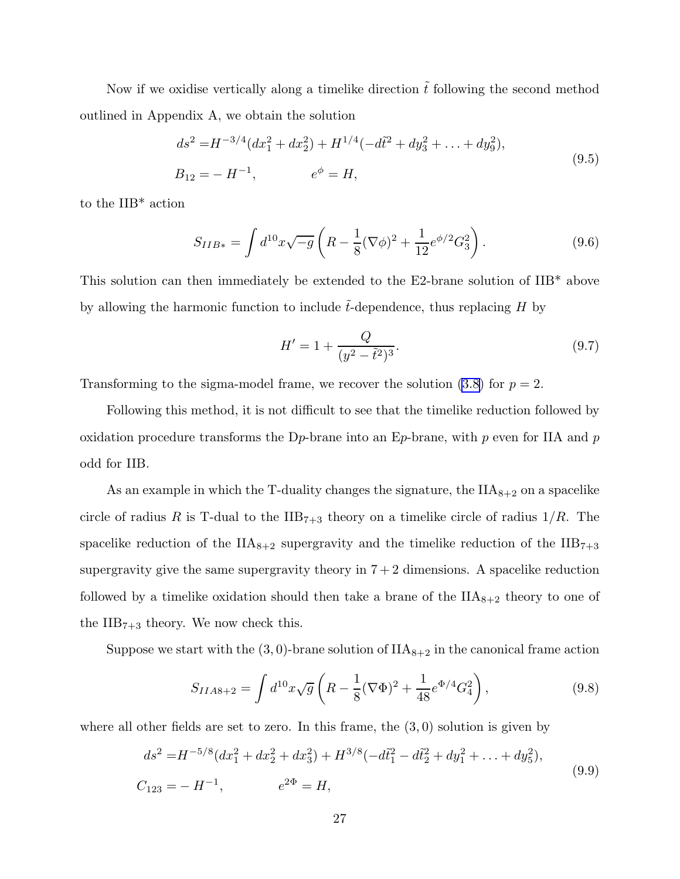Now if we oxidise vertically along a timelike direction $\tilde{t}$ following the second method outlined in Appendix A, we obtain the solution

$$
\begin{aligned}
ds^2 =& H^{-3/4}(dx_1^2 + dx_2^2) + H^{1/4}(-d\tilde{t}^2 + dy_3^2 + \ldots + dy_9^2), \\
B_{12} =& -H^{-1}, \qquad\qquad e^{\phi} = H,
\end{aligned}
\tag{9.5}
$$

to the IIB* action

$$
S_{IIB*} = \int d^{10}x \sqrt{-g}\left(R - \frac{1}{8}(\nabla\phi)^2 + \frac{1}{12}e^{\phi/2}G_3^2\right). \tag{9.6}
$$

This solution can then immediately be extended to the E2-brane solution of IIB* above by allowing the harmonic function to include $\tilde{t}$-dependence, thus replacing $H$ by

$$
H' = 1 + \frac{Q}{(y^2 - \tilde{t}^2)^3}. \tag{9.7}
$$

Transforming to the sigma-model frame, we recover the solution (3.8) for $p = 2$.

Following this method, it is not difficult to see that the timelike reduction followed by oxidation procedure transforms the D$p$-brane into an E$p$-brane, with $p$ even for IIA and $p$ odd for IIB.

As an example in which the T-duality changes the signature, the IIA$_{8+2}$ on a spacelike circle of radius $R$ is T-dual to the IIB$_{7+3}$ theory on a timelike circle of radius $1/R$. The spacelike reduction of the IIA$_{8+2}$ supergravity and the timelike reduction of the IIB$_{7+3}$ supergravity give the same supergravity theory in $7+2$ dimensions. A spacelike reduction followed by a timelike oxidation should then take a brane of the IIA$_{8+2}$ theory to one of the IIB$_{7+3}$ theory. We now check this.

Suppose we start with the $(3,0)$-brane solution of IIA$_{8+2}$ in the canonical frame action

$$
S_{IIA8+2} = \int d^{10}x \sqrt{g}\left(R - \frac{1}{8}(\nabla\Phi)^2 + \frac{1}{48}e^{\Phi/4}G_4^2\right), \tag{9.8}
$$

where all other fields are set to zero. In this frame, the $(3,0)$ solution is given by

$$
\begin{aligned}
ds^2 =& H^{-5/8}(dx_1^2 + dx_2^2 + dx_3^2) + H^{3/8}(-d\tilde{t}_1^2 - d\tilde{t}_2^2 + dy_1^2 + \ldots + dy_5^2), \\
C_{123} =& -H^{-1}, \qquad\qquad e^{2\Phi} = H,
\end{aligned}
\tag{9.9}
$$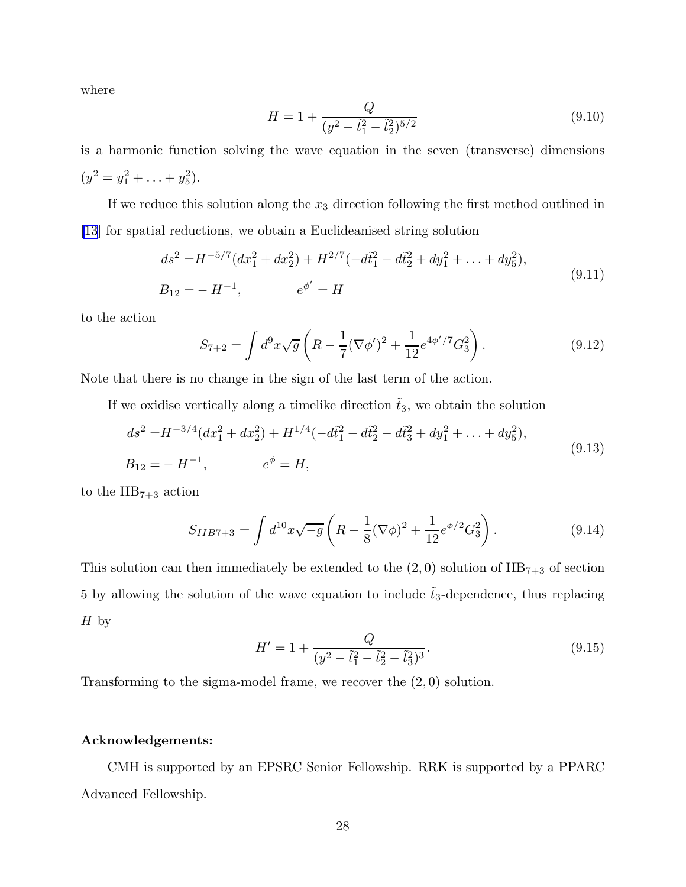where

$$H = 1 + \frac{Q}{(y^2 - \tilde{t}_1^2 - \tilde{t}_2^2)^{5/2}} \tag{9.10}$$

is a harmonic function solving the wave equation in the seven (transverse) dimensions ($y^2 = y_1^2 + \ldots + y_5^2$).

If we reduce this solution along the $x_3$ direction following the first method outlined in [13] for spatial reductions, we obtain a Euclideanised string solution

$$\begin{aligned} ds^2 =& H^{-5/7}(dx_1^2 + dx_2^2) + H^{2/7}(-d\tilde{t}_1^2 - d\tilde{t}_2^2 + dy_1^2 + \ldots + dy_5^2), \\ B_{12} =& -H^{-1}, \qquad\qquad e^{\phi'} = H \end{aligned} \tag{9.11}$$

to the action

$$S_{7+2} = \int d^9x \sqrt{g} \left( R - \frac{1}{7}(\nabla \phi')^2 + \frac{1}{12} e^{4\phi'/7} G_3^2 \right). \tag{9.12}$$

Note that there is no change in the sign of the last term of the action.

If we oxidise vertically along a timelike direction $\tilde{t}_3$, we obtain the solution

$$\begin{aligned} ds^2 =& H^{-3/4}(dx_1^2 + dx_2^2) + H^{1/4}(-d\tilde{t}_1^2 - d\tilde{t}_2^2 - d\tilde{t}_3^2 + dy_1^2 + \ldots + dy_5^2), \\ B_{12} =& -H^{-1}, \qquad\qquad e^{\phi} = H, \end{aligned} \tag{9.13}$$

to the $IIB_{7+3}$ action

$$S_{IIB7+3} = \int d^{10}x \sqrt{-g} \left( R - \frac{1}{8}(\nabla \phi)^2 + \frac{1}{12} e^{\phi/2} G_3^2 \right). \tag{9.14}$$

This solution can then immediately be extended to the $(2,0)$ solution of $IIB_{7+3}$ of section 5 by allowing the solution of the wave equation to include $\tilde{t}_3$-dependence, thus replacing $H$ by

$$H' = 1 + \frac{Q}{(y^2 - \tilde{t}_1^2 - \tilde{t}_2^2 - \tilde{t}_3^2)^3}. \tag{9.15}$$

Transforming to the sigma-model frame, we recover the $(2,0)$ solution.

**Acknowledgements:**

CMH is supported by an EPSRC Senior Fellowship. RRK is supported by a PPARC Advanced Fellowship.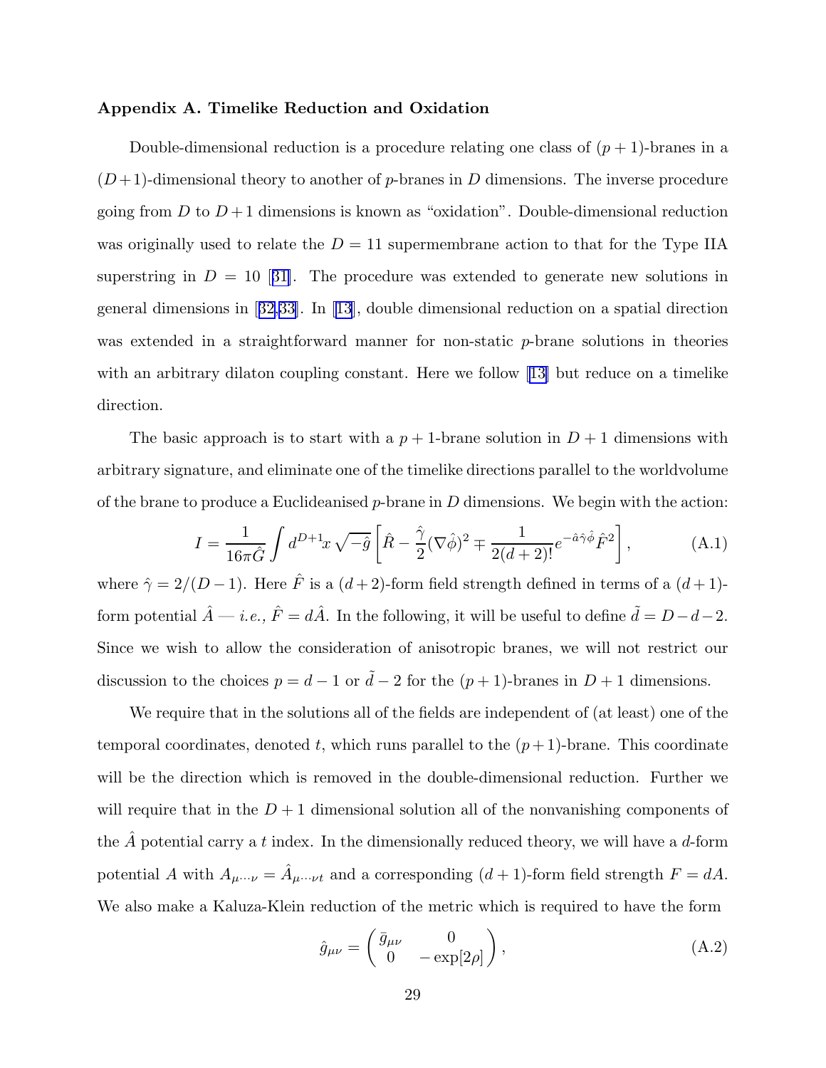### Appendix A. Timelike Reduction and Oxidation

Double-dimensional reduction is a procedure relating one class of $(p+1)$-branes in a $(D+1)$-dimensional theory to another of $p$-branes in $D$ dimensions. The inverse procedure going from $D$ to $D+1$ dimensions is known as "oxidation". Double-dimensional reduction was originally used to relate the $D=11$ supermembrane action to that for the Type IIA superstring in $D=10$ [31]. The procedure was extended to generate new solutions in general dimensions in [32,33]. In [13], double dimensional reduction on a spatial direction was extended in a straightforward manner for non-static $p$-brane solutions in theories with an arbitrary dilaton coupling constant. Here we follow [13] but reduce on a timelike direction.

The basic approach is to start with a $p+1$-brane solution in $D+1$ dimensions with arbitrary signature, and eliminate one of the timelike directions parallel to the worldvolume of the brane to produce a Euclideanised $p$-brane in $D$ dimensions. We begin with the action:

$$I = \frac{1}{16\pi \hat{G}} \int d^{D+1}x \sqrt{-\hat{g}} \left[ \hat{R} - \frac{\hat{\gamma}}{2}(\nabla\hat{\phi})^2 \mp \frac{1}{2(d+2)!} e^{-\hat{a}\hat{\gamma}\hat{\phi}} \hat{F}^2 \right], \tag{A.1}$$

where $\hat{\gamma} = 2/(D-1)$. Here $\hat{F}$ is a $(d+2)$-form field strength defined in terms of a $(d+1)$-form potential $\hat{A}$ — *i.e.*, $\hat{F} = d\hat{A}$. In the following, it will be useful to define $\tilde{d} = D-d-2$. Since we wish to allow the consideration of anisotropic branes, we will not restrict our discussion to the choices $p = d-1$ or $\tilde{d}-2$ for the $(p+1)$-branes in $D+1$ dimensions.

We require that in the solutions all of the fields are independent of (at least) one of the temporal coordinates, denoted $t$, which runs parallel to the $(p+1)$-brane. This coordinate will be the direction which is removed in the double-dimensional reduction. Further we will require that in the $D+1$ dimensional solution all of the nonvanishing components of the $\hat{A}$ potential carry a $t$ index. In the dimensionally reduced theory, we will have a $d$-form potential $A$ with $A_{\mu\cdots\nu} = \hat{A}_{\mu\cdots\nu t}$ and a corresponding $(d+1)$-form field strength $F = dA$. We also make a Kaluza-Klein reduction of the metric which is required to have the form

$$\hat{g}_{\mu\nu} = \begin{pmatrix} \bar{g}_{\mu\nu} & 0 \\ 0 & -\exp[2\rho] \end{pmatrix}, \tag{A.2}$$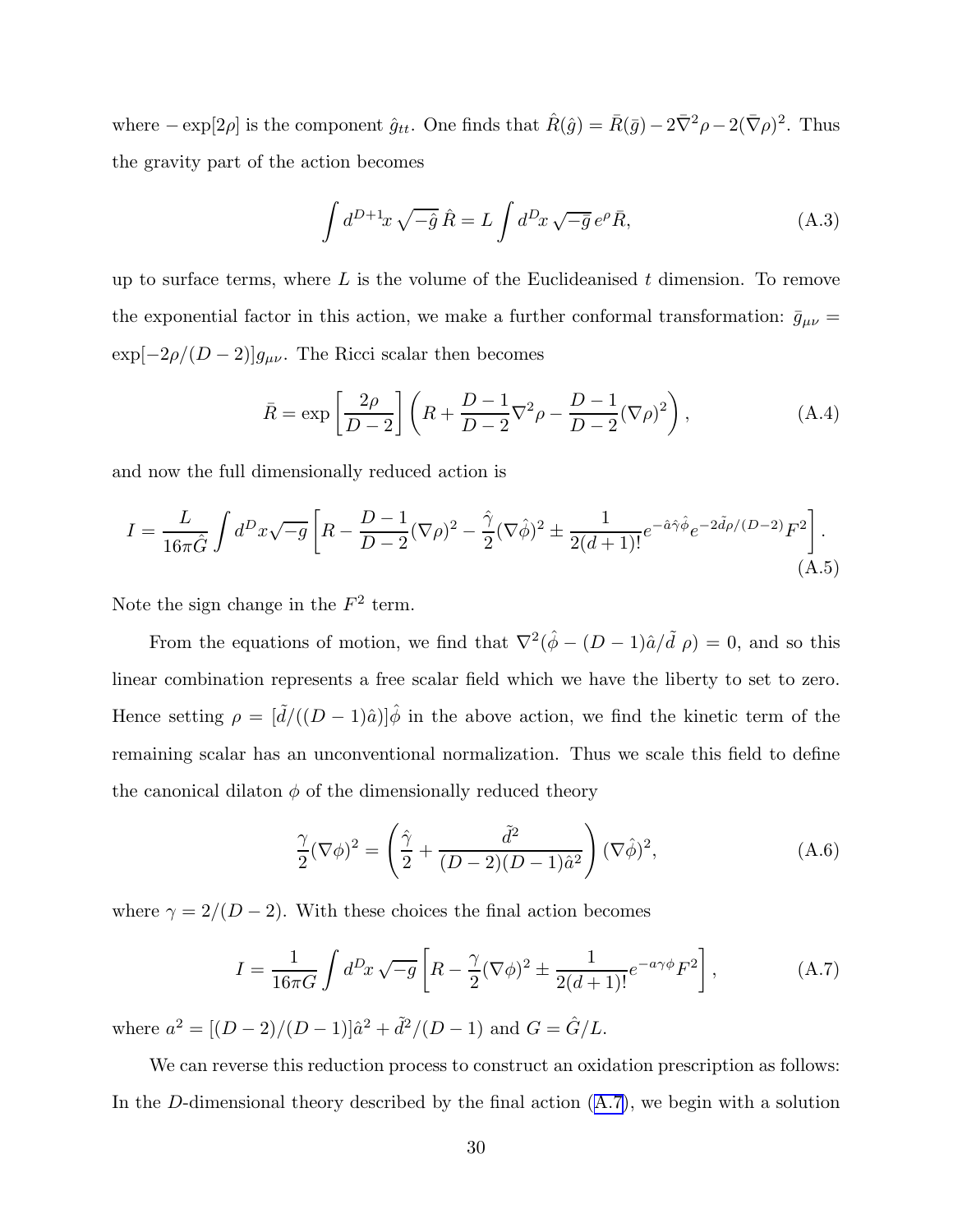where $-\exp[2\rho]$ is the component $\hat{g}_{tt}$. One finds that $\hat{R}(\hat{g}) = \bar{R}(\bar{g}) - 2\bar{\nabla}^2\rho - 2(\bar{\nabla}\rho)^2$. Thus the gravity part of the action becomes

$$\int d^{D+1}x\,\sqrt{-\hat{g}}\,\hat{R} = L\int d^Dx\,\sqrt{-\bar{g}}\,e^{\rho}\,\bar{R}, \tag{A.3}$$

up to surface terms, where $L$ is the volume of the Euclideanised $t$ dimension. To remove the exponential factor in this action, we make a further conformal transformation: $\bar{g}_{\mu\nu} = \exp[-2\rho/(D-2)]g_{\mu\nu}$. The Ricci scalar then becomes

$$\bar{R} = \exp\left[\frac{2\rho}{D-2}\right]\left(R + \frac{D-1}{D-2}\nabla^2\rho - \frac{D-1}{D-2}(\nabla\rho)^2\right), \tag{A.4}$$

and now the full dimensionally reduced action is

$$I = \frac{L}{16\pi\hat{G}}\int d^Dx\sqrt{-g}\left[R - \frac{D-1}{D-2}(\nabla\rho)^2 - \frac{\hat{\gamma}}{2}(\nabla\hat{\phi})^2 \pm \frac{1}{2(d+1)!}e^{-\hat{a}\hat{\gamma}\hat{\phi}}e^{-2\tilde{d}\rho/(D-2)}F^2\right]. \tag{A.5}$$

Note the sign change in the $F^2$ term.

From the equations of motion, we find that $\nabla^2(\hat{\phi} - (D-1)\hat{a}/\tilde{d}\ \rho) = 0$, and so this linear combination represents a free scalar field which we have the liberty to set to zero. Hence setting $\rho = [\tilde{d}/((D-1)\hat{a})]\hat{\phi}$ in the above action, we find the kinetic term of the remaining scalar has an unconventional normalization. Thus we scale this field to define the canonical dilaton $\phi$ of the dimensionally reduced theory

$$\frac{\gamma}{2}(\nabla\phi)^2 = \left(\frac{\hat{\gamma}}{2} + \frac{\tilde{d}^2}{(D-2)(D-1)\hat{a}^2}\right)(\nabla\hat{\phi})^2, \tag{A.6}$$

where $\gamma = 2/(D-2)$. With these choices the final action becomes

$$I = \frac{1}{16\pi G}\int d^Dx\,\sqrt{-g}\left[R - \frac{\gamma}{2}(\nabla\phi)^2 \pm \frac{1}{2(d+1)!}e^{-a\gamma\phi}F^2\right], \tag{A.7}$$

where $a^2 = [(D-2)/(D-1)]\hat{a}^2 + \tilde{d}^2/(D-1)$ and $G = \hat{G}/L$.

We can reverse this reduction process to construct an oxidation prescription as follows: In the $D$-dimensional theory described by the final action (A.7), we begin with a solution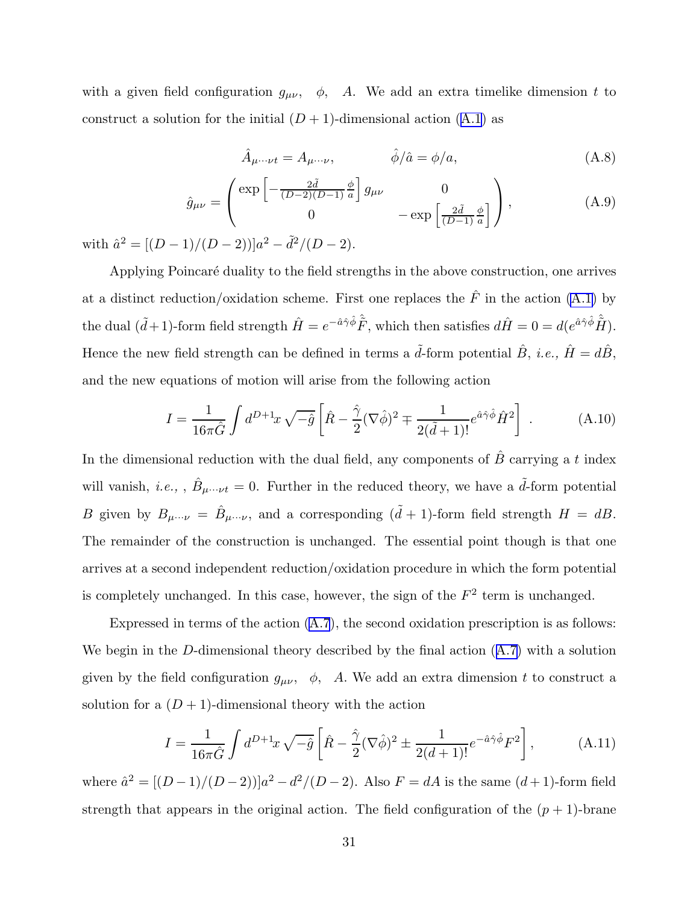with a given field configuration $g_{\mu\nu}$, $\phi$, $A$. We add an extra timelike dimension $t$ to construct a solution for the initial $(D+1)$-dimensional action (A.1) as

$$\hat{A}_{\mu\cdots\nu t} = A_{\mu\cdots\nu}, \qquad \hat{\phi}/\hat{a} = \phi/a, \tag{A.8}$$

$$\hat{g}_{\mu\nu} = \begin{pmatrix} \exp\left[-\frac{2\tilde{d}}{(D-2)(D-1)}\frac{\phi}{a}\right] g_{\mu\nu} & 0 \\ 0 & -\exp\left[\frac{2\tilde{d}}{(D-1)}\frac{\phi}{a}\right] \end{pmatrix}, \tag{A.9}$$

with $\hat{a}^2 = [(D-1)/(D-2))]a^2 - \tilde{d}^2/(D-2)$.

Applying Poincaré duality to the field strengths in the above construction, one arrives at a distinct reduction/oxidation scheme. First one replaces the $\hat{F}$ in the action (A.1) by the dual $(\tilde{d}+1)$-form field strength $\hat{H} = e^{-\hat{a}\hat{\gamma}\hat{\phi}}\tilde{\hat{F}}$, which then satisfies $d\hat{H} = 0 = d(e^{\hat{a}\hat{\gamma}\hat{\phi}}\tilde{\hat{H}})$. Hence the new field strength can be defined in terms a $\tilde{d}$-form potential $\hat{B}$, *i.e.,* $\hat{H} = d\hat{B}$, and the new equations of motion will arise from the following action

$$I = \frac{1}{16\pi\hat{G}}\int d^{D+1}x\sqrt{-\hat{g}}\left[\hat{R} - \frac{\hat{\gamma}}{2}(\nabla\hat{\phi})^2 \mp \frac{1}{2(\tilde{d}+1)!}e^{\hat{a}\hat{\gamma}\hat{\phi}}\hat{H}^2\right]\ . \tag{A.10}$$

In the dimensional reduction with the dual field, any components of $\hat{B}$ carrying a $t$ index will vanish, *i.e.,* , $\hat{B}_{\mu\cdots\nu t} = 0$. Further in the reduced theory, we have a $\tilde{d}$-form potential $B$ given by $B_{\mu\cdots\nu} = \hat{B}_{\mu\cdots\nu}$, and a corresponding $(\tilde{d}+1)$-form field strength $H = dB$. The remainder of the construction is unchanged. The essential point though is that one arrives at a second independent reduction/oxidation procedure in which the form potential is completely unchanged. In this case, however, the sign of the $F^2$ term is unchanged.

Expressed in terms of the action (A.7), the second oxidation prescription is as follows: We begin in the $D$-dimensional theory described by the final action (A.7) with a solution given by the field configuration $g_{\mu\nu}$, $\phi$, $A$. We add an extra dimension $t$ to construct a solution for a $(D+1)$-dimensional theory with the action

$$I = \frac{1}{16\pi\hat{G}}\int d^{D+1}x\sqrt{-\hat{g}}\left[\hat{R} - \frac{\hat{\gamma}}{2}(\nabla\hat{\phi})^2 \pm \frac{1}{2(d+1)!}e^{-\hat{a}\hat{\gamma}\hat{\phi}}F^2\right], \tag{A.11}$$

where $\hat{a}^2 = [(D-1)/(D-2))]a^2 - d^2/(D-2)$. Also $F = dA$ is the same $(d+1)$-form field strength that appears in the original action. The field configuration of the $(p+1)$-brane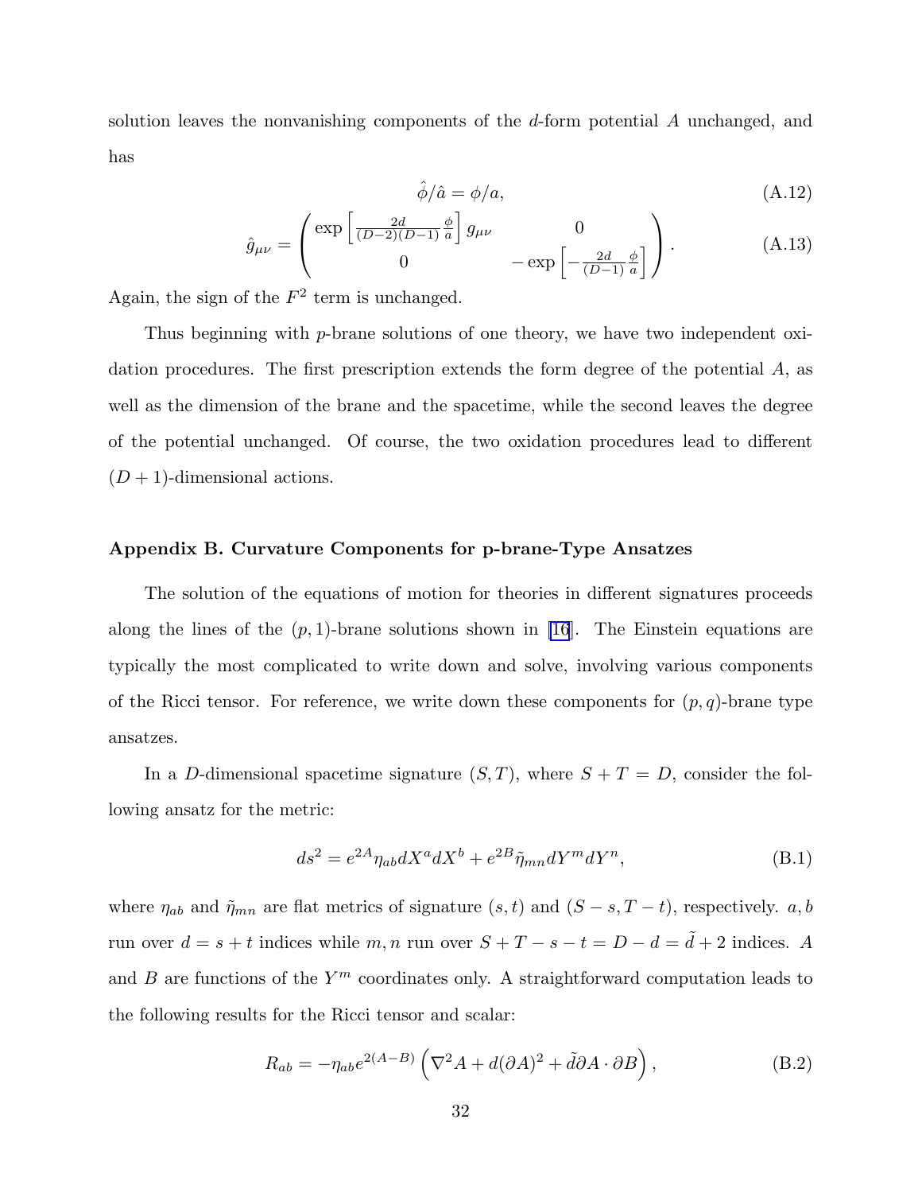solution leaves the nonvanishing components of the $d$-form potential $A$ unchanged, and has

$$\hat{\phi}/\hat{a} = \phi/a, \tag{A.12}$$

$$\hat{g}_{\mu\nu} = \begin{pmatrix} \exp\left[\frac{2d}{(D-2)(D-1)}\frac{\phi}{a}\right] g_{\mu\nu} & 0 \\ 0 & -\exp\left[-\frac{2d}{(D-1)}\frac{\phi}{a}\right] \end{pmatrix}. \tag{A.13}$$

Again, the sign of the $F^2$ term is unchanged.

Thus beginning with $p$-brane solutions of one theory, we have two independent oxidation procedures. The first prescription extends the form degree of the potential $A$, as well as the dimension of the brane and the spacetime, while the second leaves the degree of the potential unchanged. Of course, the two oxidation procedures lead to different $(D+1)$-dimensional actions.

### Appendix B. Curvature Components for p-brane-Type Ansatzes

The solution of the equations of motion for theories in different signatures proceeds along the lines of the $(p,1)$-brane solutions shown in [16]. The Einstein equations are typically the most complicated to write down and solve, involving various components of the Ricci tensor. For reference, we write down these components for $(p,q)$-brane type ansatzes.

In a $D$-dimensional spacetime signature $(S,T)$, where $S+T=D$, consider the following ansatz for the metric:

$$ds^2 = e^{2A}\eta_{ab}dX^a dX^b + e^{2B}\tilde{\eta}_{mn}dY^m dY^n, \tag{B.1}$$

where $\eta_{ab}$ and $\tilde{\eta}_{mn}$ are flat metrics of signature $(s,t)$ and $(S-s,T-t)$, respectively. $a,b$ run over $d=s+t$ indices while $m,n$ run over $S+T-s-t=D-d=\tilde{d}+2$ indices. $A$ and $B$ are functions of the $Y^m$ coordinates only. A straightforward computation leads to the following results for the Ricci tensor and scalar:

$$R_{ab} = -\eta_{ab}e^{2(A-B)}\left(\nabla^2 A + d(\partial A)^2 + \tilde{d}\partial A\cdot\partial B\right), \tag{B.2}$$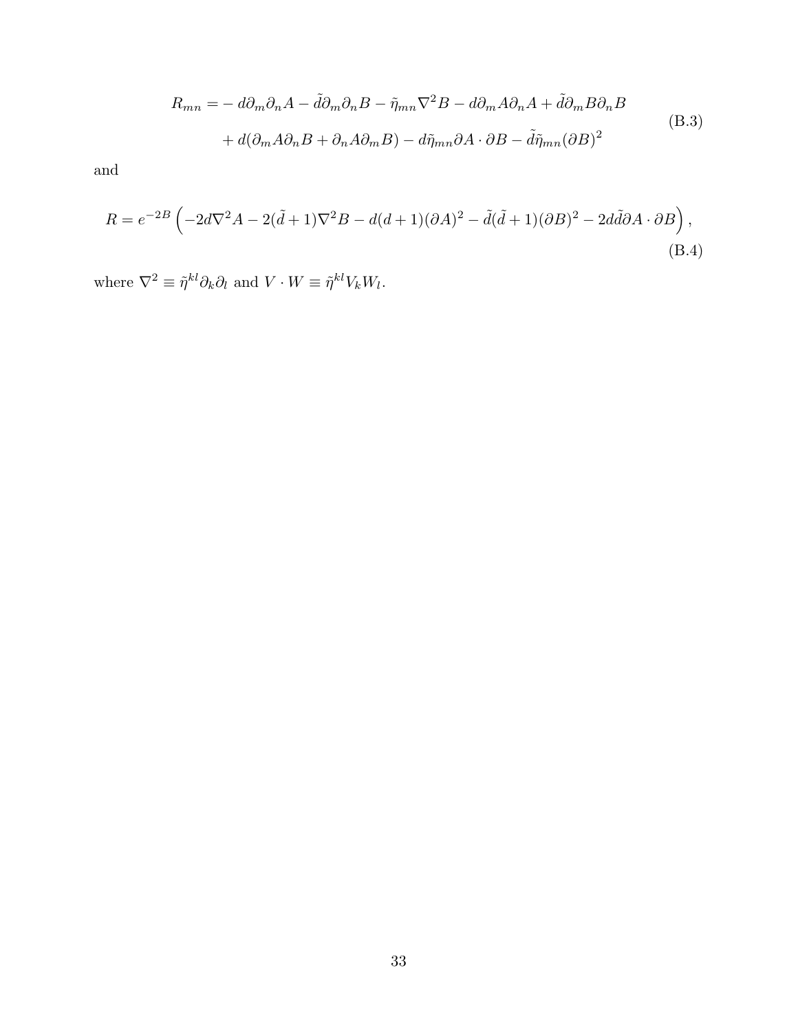$$
\begin{aligned}
R_{mn} = & - d\partial_m\partial_n A - \tilde{d}\partial_m\partial_n B - \tilde{\eta}_{mn}\nabla^2 B - d\partial_m A\partial_n A + \tilde{d}\partial_m B\partial_n B \\
& + d(\partial_m A\partial_n B + \partial_n A\partial_m B) - d\tilde{\eta}_{mn}\partial A\cdot\partial B - \tilde{d}\tilde{\eta}_{mn}(\partial B)^2
\end{aligned}
\tag{B.3}
$$

and

$$
R = e^{-2B}\left(-2d\nabla^2 A - 2(\tilde{d}+1)\nabla^2 B - d(d+1)(\partial A)^2 - \tilde{d}(\tilde{d}+1)(\partial B)^2 - 2d\tilde{d}\partial A\cdot\partial B\right),
\tag{B.4}
$$

where $\nabla^2 \equiv \tilde{\eta}^{kl}\partial_k\partial_l$ and $V\cdot W \equiv \tilde{\eta}^{kl}V_k W_l$.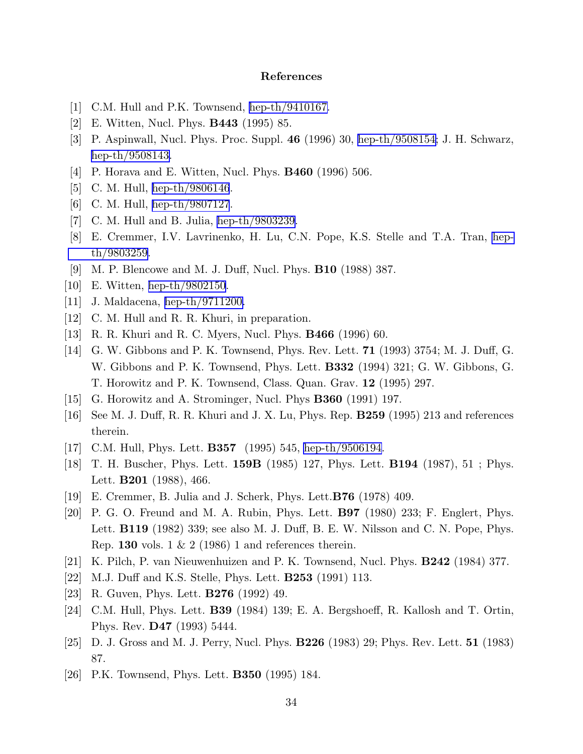# References

[1] C.M. Hull and P.K. Townsend, hep-th/9410167.

[2] E. Witten, Nucl. Phys. **B443** (1995) 85.

[3] P. Aspinwall, Nucl. Phys. Proc. Suppl. **46** (1996) 30, hep-th/9508154; J. H. Schwarz, hep-th/9508143.

[4] P. Horava and E. Witten, Nucl. Phys. **B460** (1996) 506.

[5] C. M. Hull, hep-th/9806146.

[6] C. M. Hull, hep-th/9807127.

[7] C. M. Hull and B. Julia, hep-th/9803239.

[8] E. Cremmer, I.V. Lavrinenko, H. Lu, C.N. Pope, K.S. Stelle and T.A. Tran, hep-th/9803259.

[9] M. P. Blencowe and M. J. Duff, Nucl. Phys. **B10** (1988) 387.

[10] E. Witten, hep-th/9802150.

[11] J. Maldacena, hep-th/9711200.

[12] C. M. Hull and R. R. Khuri, in preparation.

[13] R. R. Khuri and R. C. Myers, Nucl. Phys. **B466** (1996) 60.

[14] G. W. Gibbons and P. K. Townsend, Phys. Rev. Lett. **71** (1993) 3754; M. J. Duff, G. W. Gibbons and P. K. Townsend, Phys. Lett. **B332** (1994) 321; G. W. Gibbons, G. T. Horowitz and P. K. Townsend, Class. Quan. Grav. **12** (1995) 297.

[15] G. Horowitz and A. Strominger, Nucl. Phys **B360** (1991) 197.

[16] See M. J. Duff, R. R. Khuri and J. X. Lu, Phys. Rep. **B259** (1995) 213 and references therein.

[17] C.M. Hull, Phys. Lett. **B357** (1995) 545, hep-th/9506194.

[18] T. H. Buscher, Phys. Lett. **159B** (1985) 127, Phys. Lett. **B194** (1987), 51 ; Phys. Lett. **B201** (1988), 466.

[19] E. Cremmer, B. Julia and J. Scherk, Phys. Lett.**B76** (1978) 409.

[20] P. G. O. Freund and M. A. Rubin, Phys. Lett. **B97** (1980) 233; F. Englert, Phys. Lett. **B119** (1982) 339; see also M. J. Duff, B. E. W. Nilsson and C. N. Pope, Phys. Rep. **130** vols. 1 & 2 (1986) 1 and references therein.

[21] K. Pilch, P. van Nieuwenhuizen and P. K. Townsend, Nucl. Phys. **B242** (1984) 377.

[22] M.J. Duff and K.S. Stelle, Phys. Lett. **B253** (1991) 113.

[23] R. Guven, Phys. Lett. **B276** (1992) 49.

[24] C.M. Hull, Phys. Lett. **B39** (1984) 139; E. A. Bergshoeff, R. Kallosh and T. Ortin, Phys. Rev. **D47** (1993) 5444.

[25] D. J. Gross and M. J. Perry, Nucl. Phys. **B226** (1983) 29; Phys. Rev. Lett. **51** (1983) 87.

[26] P.K. Townsend, Phys. Lett. **B350** (1995) 184.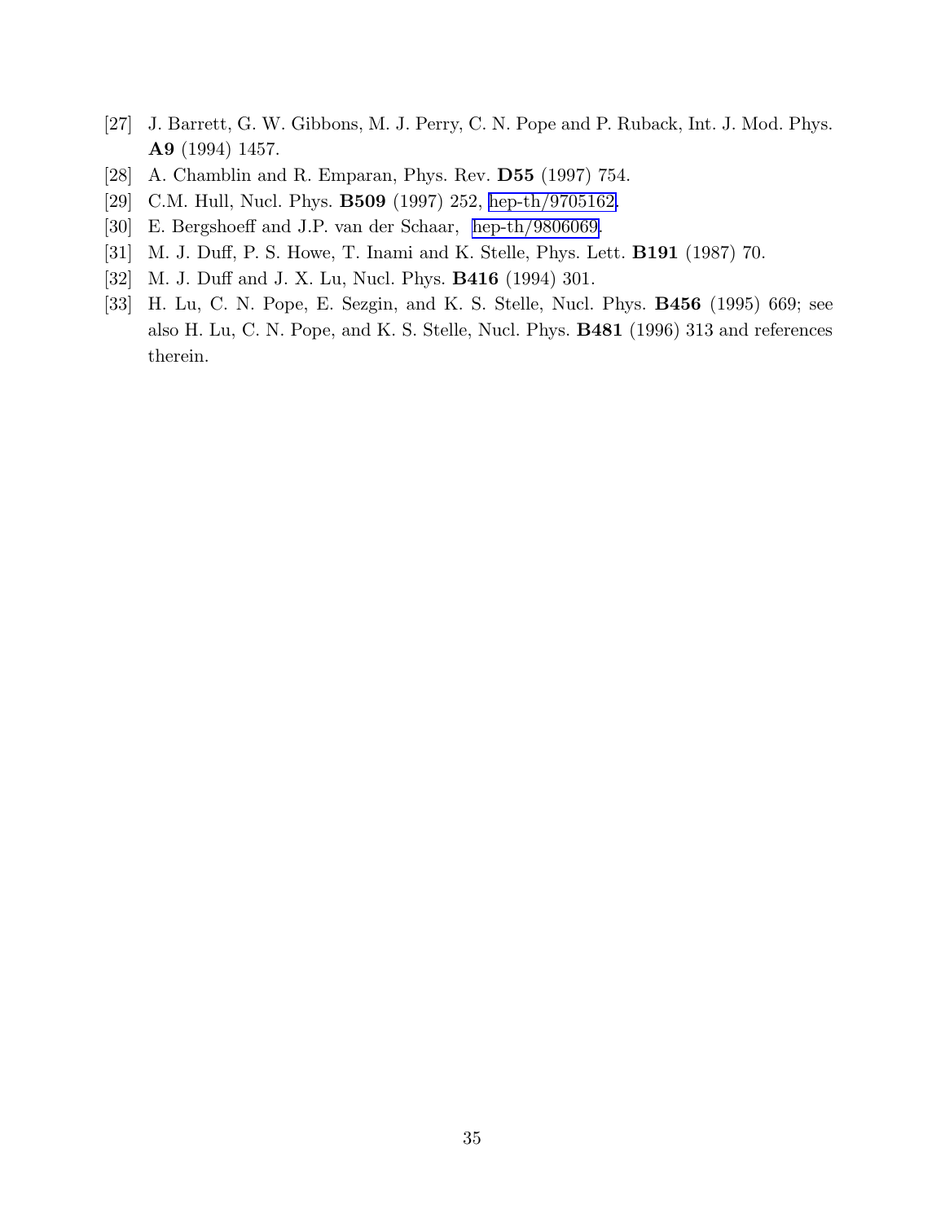[27] J. Barrett, G. W. Gibbons, M. J. Perry, C. N. Pope and P. Ruback, Int. J. Mod. Phys. **A9** (1994) 1457.

[28] A. Chamblin and R. Emparan, Phys. Rev. **D55** (1997) 754.

[29] C.M. Hull, Nucl. Phys. **B509** (1997) 252, hep-th/9705162.

[30] E. Bergshoeff and J.P. van der Schaar, hep-th/9806069.

[31] M. J. Duff, P. S. Howe, T. Inami and K. Stelle, Phys. Lett. **B191** (1987) 70.

[32] M. J. Duff and J. X. Lu, Nucl. Phys. **B416** (1994) 301.

[33] H. Lu, C. N. Pope, E. Sezgin, and K. S. Stelle, Nucl. Phys. **B456** (1995) 669; see also H. Lu, C. N. Pope, and K. S. Stelle, Nucl. Phys. **B481** (1996) 313 and references therein.